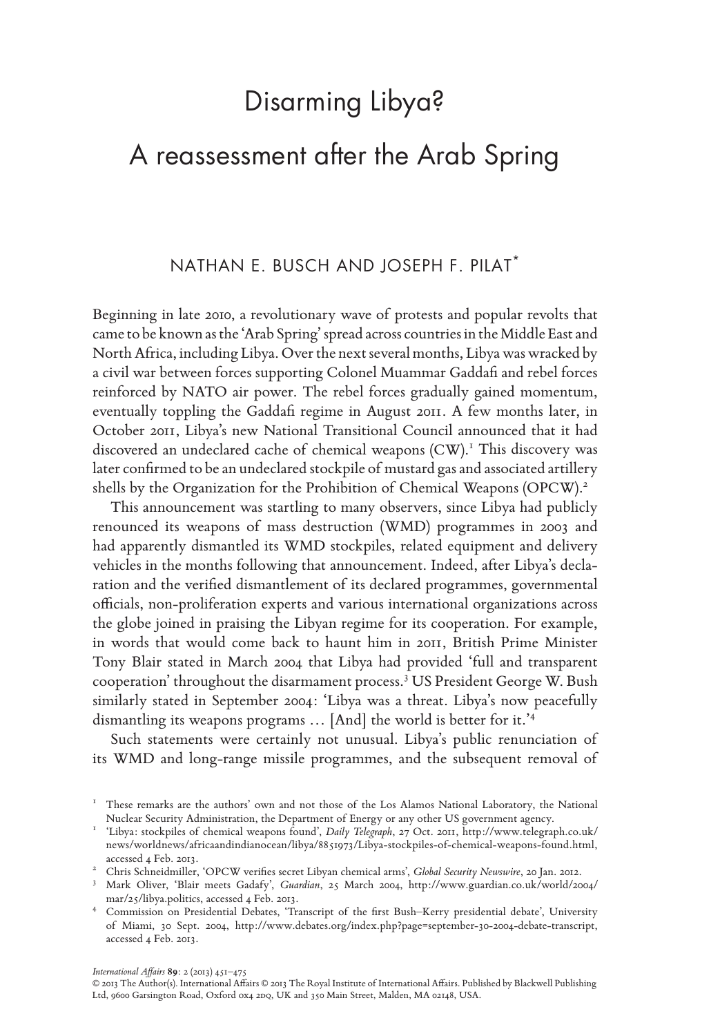# Disarming Libya?

# A reassessment after the Arab Spring

NATHAN E. BUSCH AND JOSEPH F. PILAT*

Beginning in late 2010, a revolutionary wave of protests and popular revolts that came to be known as the 'Arab Spring' spread across countries in the Middle East and North Africa, including Libya. Over the next several months, Libya was wracked by a civil war between forces supporting Colonel Muammar Gaddafi and rebel forces reinforced by NATO air power. The rebel forces gradually gained momentum, eventually toppling the Gaddafi regime in August 2011. A few months later, in October 2011, Libya's new National Transitional Council announced that it had discovered an undeclared cache of chemical weapons (CW).[1] This discovery was later confirmed to be an undeclared stockpile of mustard gas and associated artillery shells by the Organization for the Prohibition of Chemical Weapons (OPCW).[2]

This announcement was startling to many observers, since Libya had publicly renounced its weapons of mass destruction (WMD) programmes in 2003 and had apparently dismantled its WMD stockpiles, related equipment and delivery vehicles in the months following that announcement. Indeed, after Libya's declaration and the verified dismantlement of its declared programmes, governmental officials, non-proliferation experts and various international organizations across the globe joined in praising the Libyan regime for its cooperation. For example, in words that would come back to haunt him in 2011, British Prime Minister Tony Blair stated in March 2004 that Libya had provided 'full and transparent cooperation' throughout the disarmament process.[3] US President George W. Bush similarly stated in September 2004: 'Libya was a threat. Libya's now peacefully dismantling its weapons programs … [And] the world is better for it.'[4]

Such statements were certainly not unusual. Libya's public renunciation of its WMD and long-range missile programmes, and the subsequent removal of

---

* These remarks are the authors' own and not those of the Los Alamos National Laboratory, the National Nuclear Security Administration, the Department of Energy or any other US government agency.

[1] 'Libya: stockpiles of chemical weapons found', *Daily Telegraph*, 27 Oct. 2011, http://www.telegraph.co.uk/news/worldnews/africaandindianocean/libya/8851973/Libya-stockpiles-of-chemical-weapons-found.html, accessed 4 Feb. 2013.

[2] Chris Schneidmiller, 'OPCW verifies secret Libyan chemical arms', *Global Security Newswire*, 20 Jan. 2012.

[3] Mark Oliver, 'Blair meets Gadafy', *Guardian*, 25 March 2004, http://www.guardian.co.uk/world/2004/mar/25/libya.politics, accessed 4 Feb. 2013.

[4] Commission on Presidential Debates, 'Transcript of the first Bush–Kerry presidential debate', University of Miami, 30 Sept. 2004, http://www.debates.org/index.php?page=september-30-2004-debate-transcript, accessed 4 Feb. 2013.

© 2013 The Author(s). International Affairs © 2013 The Royal Institute of International Affairs. Published by Blackwell Publishing Ltd, 9600 Garsington Road, Oxford OX4 2DQ, UK and 350 Main Street, Malden, MA 02148, USA.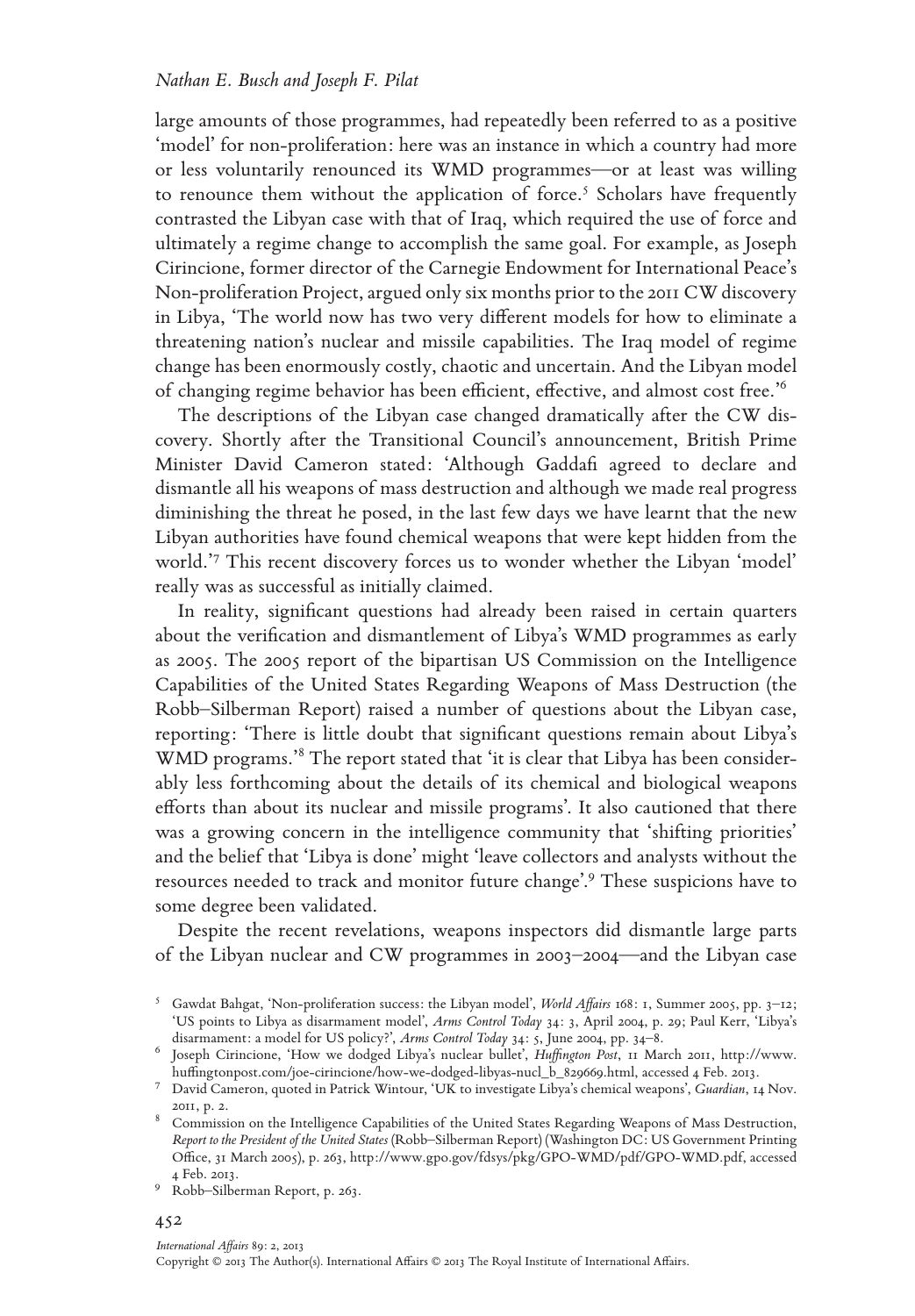large amounts of those programmes, had repeatedly been referred to as a positive 'model' for non-proliferation: here was an instance in which a country had more or less voluntarily renounced its WMD programmes—or at least was willing to renounce them without the application of force.[5] Scholars have frequently contrasted the Libyan case with that of Iraq, which required the use of force and ultimately a regime change to accomplish the same goal. For example, as Joseph Cirincione, former director of the Carnegie Endowment for International Peace's Non-proliferation Project, argued only six months prior to the 2011 CW discovery in Libya, 'The world now has two very different models for how to eliminate a threatening nation's nuclear and missile capabilities. The Iraq model of regime change has been enormously costly, chaotic and uncertain. And the Libyan model of changing regime behavior has been efficient, effective, and almost cost free.'[6]

The descriptions of the Libyan case changed dramatically after the CW discovery. Shortly after the Transitional Council's announcement, British Prime Minister David Cameron stated: 'Although Gaddafi agreed to declare and dismantle all his weapons of mass destruction and although we made real progress diminishing the threat he posed, in the last few days we have learnt that the new Libyan authorities have found chemical weapons that were kept hidden from the world.'[7] This recent discovery forces us to wonder whether the Libyan 'model' really was as successful as initially claimed.

In reality, significant questions had already been raised in certain quarters about the verification and dismantlement of Libya's WMD programmes as early as 2005. The 2005 report of the bipartisan US Commission on the Intelligence Capabilities of the United States Regarding Weapons of Mass Destruction (the Robb–Silberman Report) raised a number of questions about the Libyan case, reporting: 'There is little doubt that significant questions remain about Libya's WMD programs.'[8] The report stated that 'it is clear that Libya has been considerably less forthcoming about the details of its chemical and biological weapons efforts than about its nuclear and missile programs'. It also cautioned that there was a growing concern in the intelligence community that 'shifting priorities' and the belief that 'Libya is done' might 'leave collectors and analysts without the resources needed to track and monitor future change'.[9] These suspicions have to some degree been validated.

Despite the recent revelations, weapons inspectors did dismantle large parts of the Libyan nuclear and CW programmes in 2003–2004—and the Libyan case

---

[5] Gawdat Bahgat, 'Non-proliferation success: the Libyan model', *World Affairs* 168: 1, Summer 2005, pp. 3–12; 'US points to Libya as disarmament model', *Arms Control Today* 34: 3, April 2004, p. 29; Paul Kerr, 'Libya's disarmament: a model for US policy?', *Arms Control Today* 34: 5, June 2004, pp. 34–8.

[6] Joseph Cirincione, 'How we dodged Libya's nuclear bullet', *Huffington Post*, 11 March 2011, http://www.huffingtonpost.com/joe-cirincione/how-we-dodged-libyas-nucl_b_829669.html, accessed 4 Feb. 2013.

[7] David Cameron, quoted in Patrick Wintour, 'UK to investigate Libya's chemical weapons', *Guardian*, 14 Nov. 2011, p. 2.

[8] Commission on the Intelligence Capabilities of the United States Regarding Weapons of Mass Destruction, *Report to the President of the United States* (Robb–Silberman Report) (Washington DC: US Government Printing Office, 31 March 2005), p. 263, http://www.gpo.gov/fdsys/pkg/GPO-WMD/pdf/GPO-WMD.pdf, accessed 4 Feb. 2013.

[9] Robb–Silberman Report, p. 263.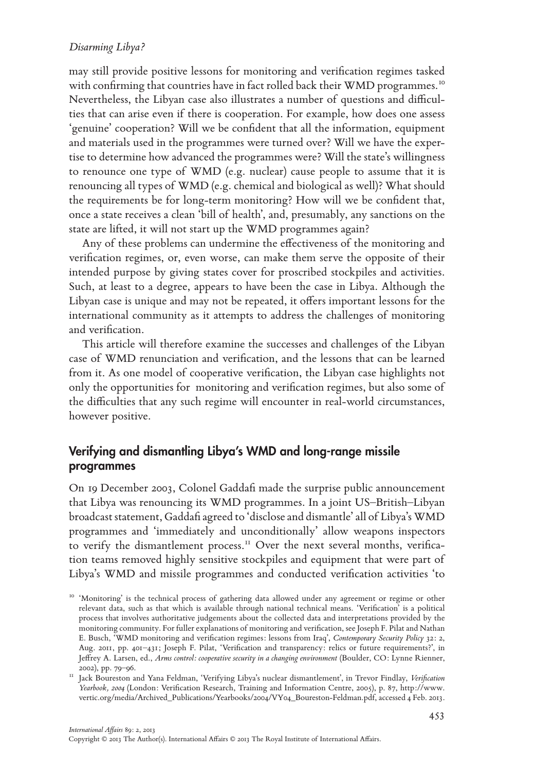may still provide positive lessons for monitoring and verification regimes tasked with confirming that countries have in fact rolled back their WMD programmes.[10] Nevertheless, the Libyan case also illustrates a number of questions and difficulties that can arise even if there is cooperation. For example, how does one assess 'genuine' cooperation? Will we be confident that all the information, equipment and materials used in the programmes were turned over? Will we have the expertise to determine how advanced the programmes were? Will the state's willingness to renounce one type of WMD (e.g. nuclear) cause people to assume that it is renouncing all types of WMD (e.g. chemical and biological as well)? What should the requirements be for long-term monitoring? How will we be confident that, once a state receives a clean 'bill of health', and, presumably, any sanctions on the state are lifted, it will not start up the WMD programmes again?

Any of these problems can undermine the effectiveness of the monitoring and verification regimes, or, even worse, can make them serve the opposite of their intended purpose by giving states cover for proscribed stockpiles and activities. Such, at least to a degree, appears to have been the case in Libya. Although the Libyan case is unique and may not be repeated, it offers important lessons for the international community as it attempts to address the challenges of monitoring and verification.

This article will therefore examine the successes and challenges of the Libyan case of WMD renunciation and verification, and the lessons that can be learned from it. As one model of cooperative verification, the Libyan case highlights not only the opportunities for monitoring and verification regimes, but also some of the difficulties that any such regime will encounter in real-world circumstances, however positive.

## Verifying and dismantling Libya's WMD and long-range missile programmes

On 19 December 2003, Colonel Gaddafi made the surprise public announcement that Libya was renouncing its WMD programmes. In a joint US–British–Libyan broadcast statement, Gaddafi agreed to 'disclose and dismantle' all of Libya's WMD programmes and 'immediately and unconditionally' allow weapons inspectors to verify the dismantlement process.[11] Over the next several months, verification teams removed highly sensitive stockpiles and equipment that were part of Libya's WMD and missile programmes and conducted verification activities 'to

[10] 'Monitoring' is the technical process of gathering data allowed under any agreement or regime or other relevant data, such as that which is available through national technical means. 'Verification' is a political process that involves authoritative judgements about the collected data and interpretations provided by the monitoring community. For fuller explanations of monitoring and verification, see Joseph F. Pilat and Nathan E. Busch, 'WMD monitoring and verification regimes: lessons from Iraq', *Contemporary Security Policy* 32: 2, Aug. 2011, pp. 401–431; Joseph F. Pilat, 'Verification and transparency: relics or future requirements?', in Jeffrey A. Larsen, ed., *Arms control: cooperative security in a changing environment* (Boulder, CO: Lynne Rienner, 2002), pp. 79–96.

[11] Jack Boureston and Yana Feldman, 'Verifying Libya's nuclear dismantlement', in Trevor Findlay, *Verification Yearbook, 2004* (London: Verification Research, Training and Information Centre, 2005), p. 87, http://www.vertic.org/media/Archived_Publications/Yearbooks/2004/VY04_Boureston-Feldman.pdf, accessed 4 Feb. 2013.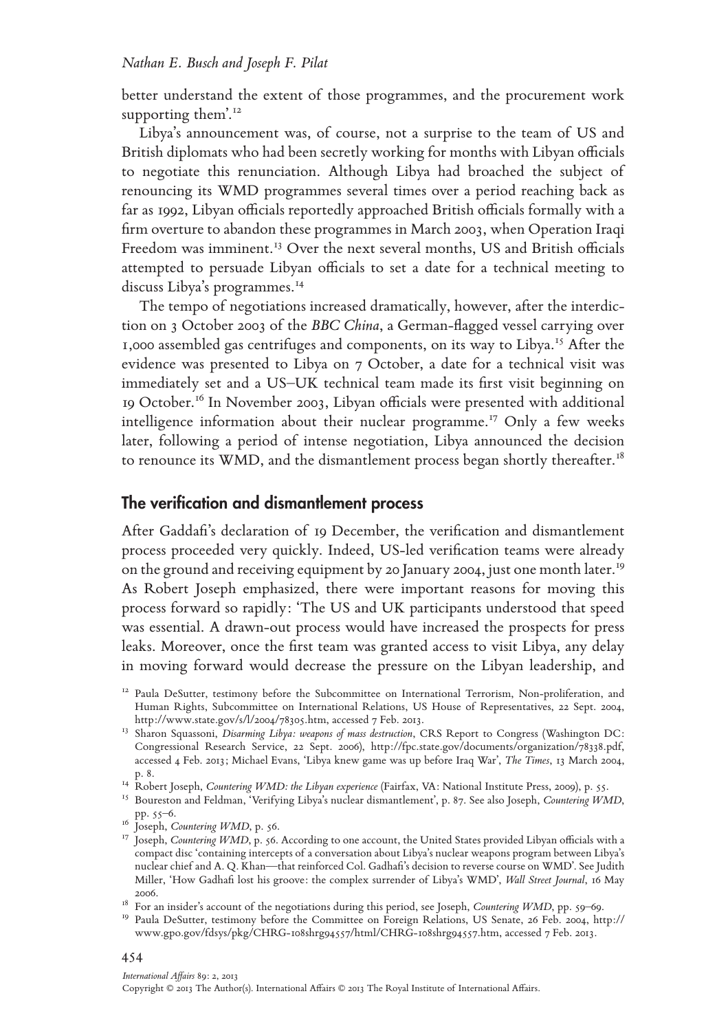better understand the extent of those programmes, and the procurement work supporting them'.[12]

Libya's announcement was, of course, not a surprise to the team of US and British diplomats who had been secretly working for months with Libyan officials to negotiate this renunciation. Although Libya had broached the subject of renouncing its WMD programmes several times over a period reaching back as far as 1992, Libyan officials reportedly approached British officials formally with a firm overture to abandon these programmes in March 2003, when Operation Iraqi Freedom was imminent.[13] Over the next several months, US and British officials attempted to persuade Libyan officials to set a date for a technical meeting to discuss Libya's programmes.[14]

The tempo of negotiations increased dramatically, however, after the interdiction on 3 October 2003 of the *BBC China*, a German-flagged vessel carrying over 1,000 assembled gas centrifuges and components, on its way to Libya.[15] After the evidence was presented to Libya on 7 October, a date for a technical visit was immediately set and a US–UK technical team made its first visit beginning on 19 October.[16] In November 2003, Libyan officials were presented with additional intelligence information about their nuclear programme.[17] Only a few weeks later, following a period of intense negotiation, Libya announced the decision to renounce its WMD, and the dismantlement process began shortly thereafter.[18]

## The verification and dismantlement process

After Gaddafi's declaration of 19 December, the verification and dismantlement process proceeded very quickly. Indeed, US-led verification teams were already on the ground and receiving equipment by 20 January 2004, just one month later.[19] As Robert Joseph emphasized, there were important reasons for moving this process forward so rapidly: 'The US and UK participants understood that speed was essential. A drawn-out process would have increased the prospects for press leaks. Moreover, once the first team was granted access to visit Libya, any delay in moving forward would decrease the pressure on the Libyan leadership, and

[12] Paula DeSutter, testimony before the Subcommittee on International Terrorism, Non-proliferation, and Human Rights, Subcommittee on International Relations, US House of Representatives, 22 Sept. 2004, http://www.state.gov/s/l/2004/78305.htm, accessed 7 Feb. 2013.

[13] Sharon Squassoni, *Disarming Libya: weapons of mass destruction*, CRS Report to Congress (Washington DC: Congressional Research Service, 22 Sept. 2006), http://fpc.state.gov/documents/organization/78338.pdf, accessed 4 Feb. 2013; Michael Evans, 'Libya knew game was up before Iraq War', *The Times*, 13 March 2004, p. 8.

[14] Robert Joseph, *Countering WMD: the Libyan experience* (Fairfax, VA: National Institute Press, 2009), p. 55.

[15] Boureston and Feldman, 'Verifying Libya's nuclear dismantlement', p. 87. See also Joseph, *Countering WMD*, pp. 55–6.

[16] Joseph, *Countering WMD*, p. 56.

[17] Joseph, *Countering WMD*, p. 56. According to one account, the United States provided Libyan officials with a compact disc 'containing intercepts of a conversation about Libya's nuclear weapons program between Libya's nuclear chief and A. Q. Khan—that reinforced Col. Gadhafi's decision to reverse course on WMD'. See Judith Miller, 'How Gadhafi lost his groove: the complex surrender of Libya's WMD', *Wall Street Journal*, 16 May 2006.

[18] For an insider's account of the negotiations during this period, see Joseph, *Countering WMD*, pp. 59–69.

[19] Paula DeSutter, testimony before the Committee on Foreign Relations, US Senate, 26 Feb. 2004, http://www.gpo.gov/fdsys/pkg/CHRG-108shrg94557/html/CHRG-108shrg94557.htm, accessed 7 Feb. 2013.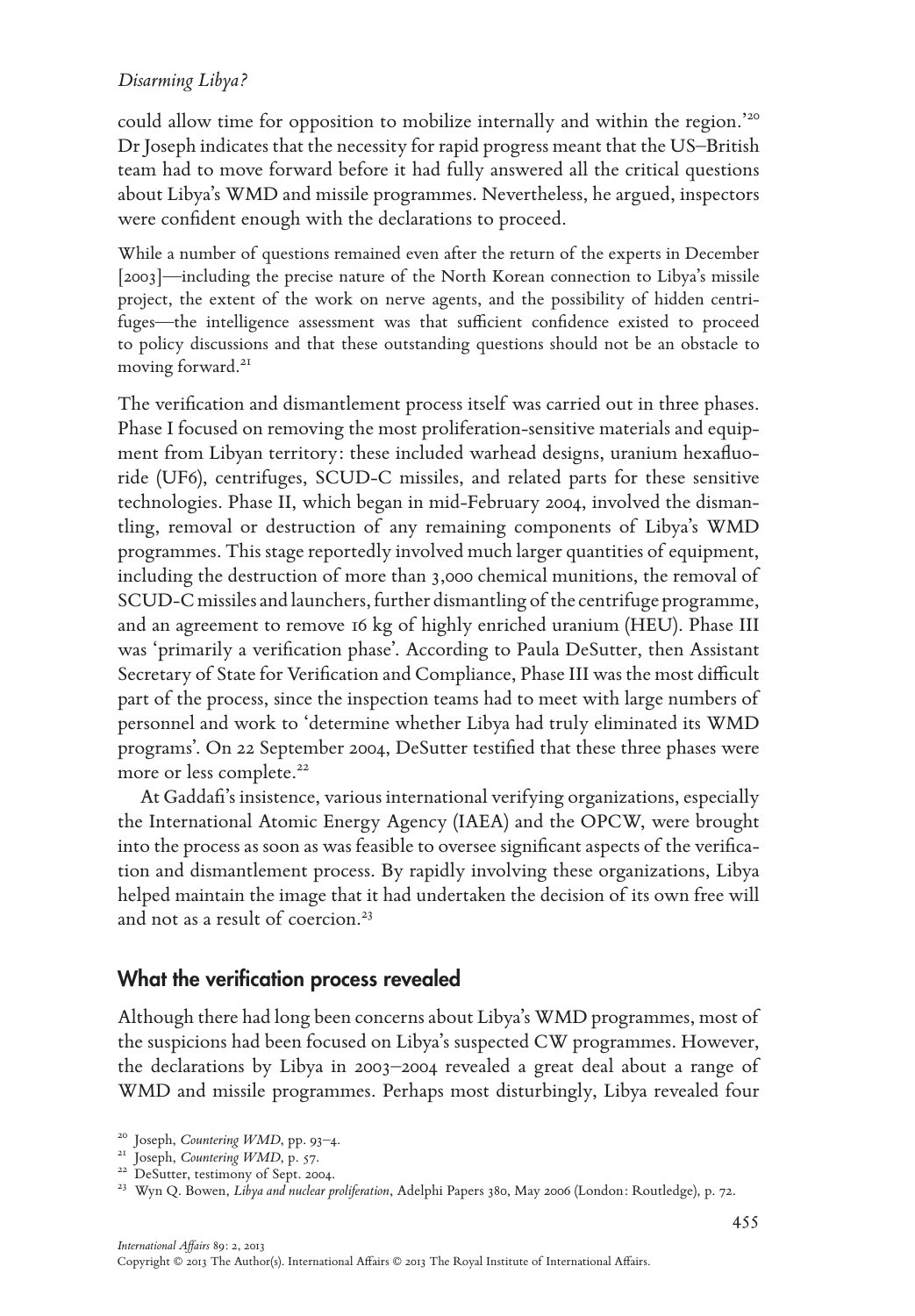could allow time for opposition to mobilize internally and within the region.'[20] Dr Joseph indicates that the necessity for rapid progress meant that the US–British team had to move forward before it had fully answered all the critical questions about Libya's WMD and missile programmes. Nevertheless, he argued, inspectors were confident enough with the declarations to proceed.

> While a number of questions remained even after the return of the experts in December [2003]—including the precise nature of the North Korean connection to Libya's missile project, the extent of the work on nerve agents, and the possibility of hidden centrifuges—the intelligence assessment was that sufficient confidence existed to proceed to policy discussions and that these outstanding questions should not be an obstacle to moving forward.[21]

The verification and dismantlement process itself was carried out in three phases. Phase I focused on removing the most proliferation-sensitive materials and equipment from Libyan territory: these included warhead designs, uranium hexafluoride (UF6), centrifuges, SCUD-C missiles, and related parts for these sensitive technologies. Phase II, which began in mid-February 2004, involved the dismantling, removal or destruction of any remaining components of Libya's WMD programmes. This stage reportedly involved much larger quantities of equipment, including the destruction of more than 3,000 chemical munitions, the removal of SCUD-C missiles and launchers, further dismantling of the centrifuge programme, and an agreement to remove 16 kg of highly enriched uranium (HEU). Phase III was 'primarily a verification phase'. According to Paula DeSutter, then Assistant Secretary of State for Verification and Compliance, Phase III was the most difficult part of the process, since the inspection teams had to meet with large numbers of personnel and work to 'determine whether Libya had truly eliminated its WMD programs'. On 22 September 2004, DeSutter testified that these three phases were more or less complete.[22]

At Gaddafi's insistence, various international verifying organizations, especially the International Atomic Energy Agency (IAEA) and the OPCW, were brought into the process as soon as was feasible to oversee significant aspects of the verification and dismantlement process. By rapidly involving these organizations, Libya helped maintain the image that it had undertaken the decision of its own free will and not as a result of coercion.[23]

## What the verification process revealed

Although there had long been concerns about Libya's WMD programmes, most of the suspicions had been focused on Libya's suspected CW programmes. However, the declarations by Libya in 2003–2004 revealed a great deal about a range of WMD and missile programmes. Perhaps most disturbingly, Libya revealed four

---

[20] Joseph, *Countering WMD*, pp. 93–4.

[21] Joseph, *Countering WMD*, p. 57.

[22] DeSutter, testimony of Sept. 2004.

[23] Wyn Q. Bowen, *Libya and nuclear proliferation*, Adelphi Papers 380, May 2006 (London: Routledge), p. 72.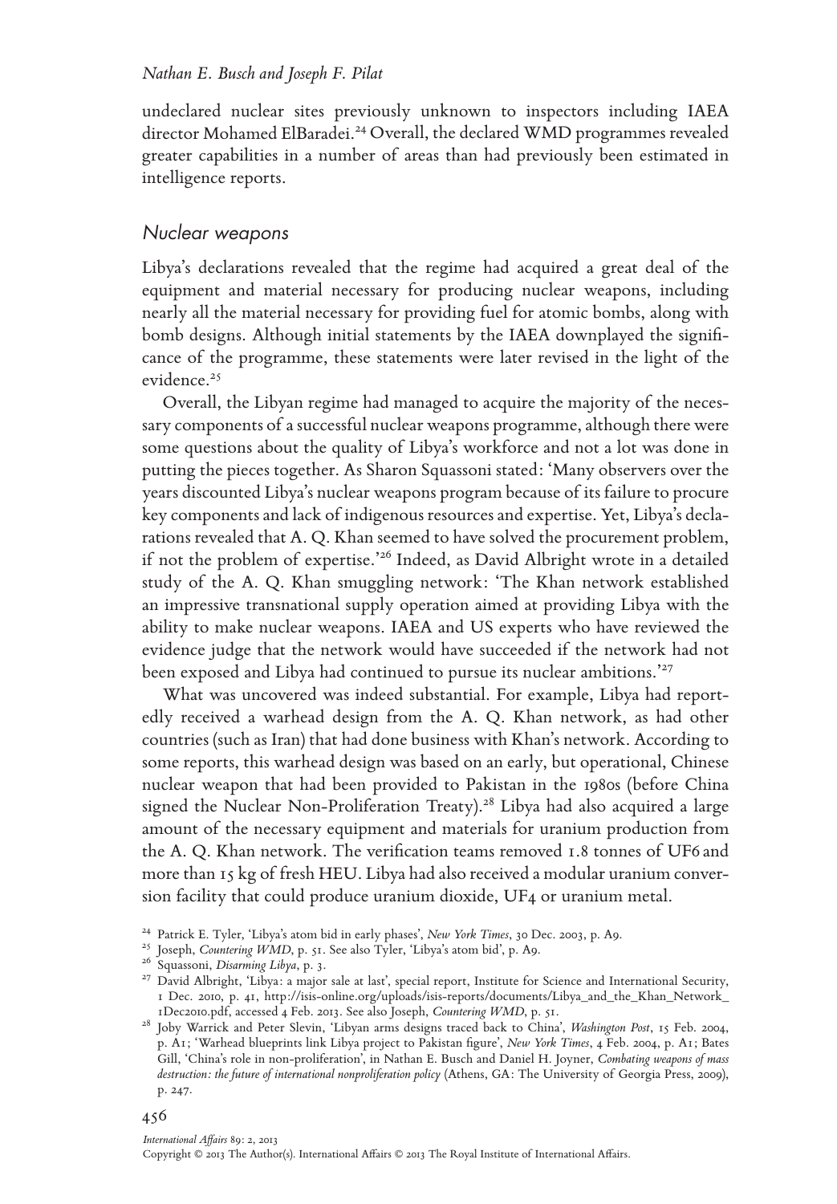undeclared nuclear sites previously unknown to inspectors including IAEA director Mohamed ElBaradei.[24] Overall, the declared WMD programmes revealed greater capabilities in a number of areas than had previously been estimated in intelligence reports.

## Nuclear weapons

Libya's declarations revealed that the regime had acquired a great deal of the equipment and material necessary for producing nuclear weapons, including nearly all the material necessary for providing fuel for atomic bombs, along with bomb designs. Although initial statements by the IAEA downplayed the significance of the programme, these statements were later revised in the light of the evidence.[25]

Overall, the Libyan regime had managed to acquire the majority of the necessary components of a successful nuclear weapons programme, although there were some questions about the quality of Libya's workforce and not a lot was done in putting the pieces together. As Sharon Squassoni stated: 'Many observers over the years discounted Libya's nuclear weapons program because of its failure to procure key components and lack of indigenous resources and expertise. Yet, Libya's declarations revealed that A. Q. Khan seemed to have solved the procurement problem, if not the problem of expertise.'[26] Indeed, as David Albright wrote in a detailed study of the A. Q. Khan smuggling network: 'The Khan network established an impressive transnational supply operation aimed at providing Libya with the ability to make nuclear weapons. IAEA and US experts who have reviewed the evidence judge that the network would have succeeded if the network had not been exposed and Libya had continued to pursue its nuclear ambitions.'[27]

What was uncovered was indeed substantial. For example, Libya had reportedly received a warhead design from the A. Q. Khan network, as had other countries (such as Iran) that had done business with Khan's network. According to some reports, this warhead design was based on an early, but operational, Chinese nuclear weapon that had been provided to Pakistan in the 1980s (before China signed the Nuclear Non-Proliferation Treaty).[28] Libya had also acquired a large amount of the necessary equipment and materials for uranium production from the A. Q. Khan network. The verification teams removed 1.8 tonnes of $UF_6$ and more than 15 kg of fresh HEU. Libya had also received a modular uranium conversion facility that could produce uranium dioxide, $UF_4$ or uranium metal.

[24] Patrick E. Tyler, 'Libya's atom bid in early phases', *New York Times*, 30 Dec. 2003, p. A9.

[25] Joseph, *Countering WMD*, p. 51. See also Tyler, 'Libya's atom bid', p. A9.

[26] Squassoni, *Disarming Libya*, p. 3.

[27] David Albright, 'Libya: a major sale at last', special report, Institute for Science and International Security, 1 Dec. 2010, p. 41, http://isis-online.org/uploads/isis-reports/documents/Libya_and_the_Khan_Network_1Dec2010.pdf, accessed 4 Feb. 2013. See also Joseph, *Countering WMD*, p. 51.

[28] Joby Warrick and Peter Slevin, 'Libyan arms designs traced back to China', *Washington Post*, 15 Feb. 2004, p. A1; 'Warhead blueprints link Libya project to Pakistan figure', *New York Times*, 4 Feb. 2004, p. A1; Bates Gill, 'China's role in non-proliferation', in Nathan E. Busch and Daniel H. Joyner, *Combating weapons of mass destruction: the future of international nonproliferation policy* (Athens, GA: The University of Georgia Press, 2009), p. 247.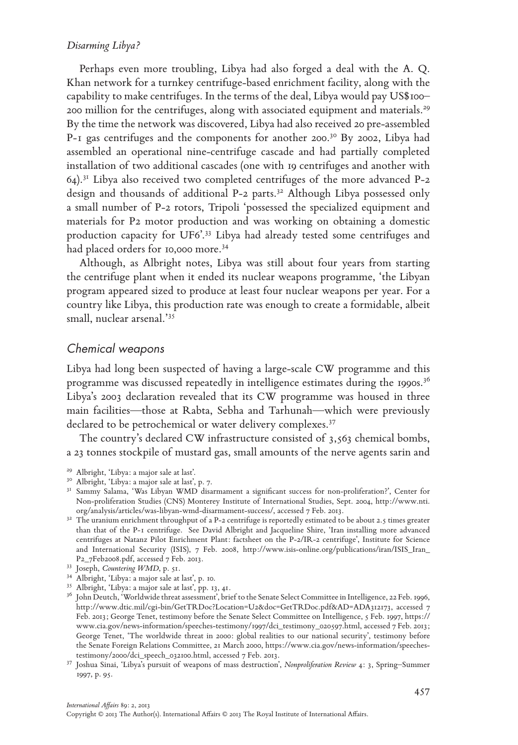Perhaps even more troubling, Libya had also forged a deal with the A. Q. Khan network for a turnkey centrifuge-based enrichment facility, along with the capability to make centrifuges. In the terms of the deal, Libya would pay US$100–200 million for the centrifuges, along with associated equipment and materials.[29] By the time the network was discovered, Libya had also received 20 pre-assembled P-1 gas centrifuges and the components for another 200.[30] By 2002, Libya had assembled an operational nine-centrifuge cascade and had partially completed installation of two additional cascades (one with 19 centrifuges and another with 64).[31] Libya also received two completed centrifuges of the more advanced P-2 design and thousands of additional P-2 parts.[32] Although Libya possessed only a small number of P-2 rotors, Tripoli 'possessed the specialized equipment and materials for P2 motor production and was working on obtaining a domestic production capacity for UF6'.[33] Libya had already tested some centrifuges and had placed orders for 10,000 more.[34]

Although, as Albright notes, Libya was still about four years from starting the centrifuge plant when it ended its nuclear weapons programme, 'the Libyan program appeared sized to produce at least four nuclear weapons per year. For a country like Libya, this production rate was enough to create a formidable, albeit small, nuclear arsenal.'[35]

## Chemical weapons

Libya had long been suspected of having a large-scale CW programme and this programme was discussed repeatedly in intelligence estimates during the 1990s.[36] Libya's 2003 declaration revealed that its CW programme was housed in three main facilities—those at Rabta, Sebha and Tarhunah—which were previously declared to be petrochemical or water delivery complexes.[37]

The country's declared CW infrastructure consisted of 3,563 chemical bombs, a 23 tonnes stockpile of mustard gas, small amounts of the nerve agents sarin and

---

[29] Albright, 'Libya: a major sale at last'.

[30] Albright, 'Libya: a major sale at last', p. 7.

[31] Sammy Salama, 'Was Libyan WMD disarmament a significant success for non-proliferation?', Center for Non-proliferation Studies (CNS) Monterey Institute of International Studies, Sept. 2004, http://www.nti.org/analysis/articles/was-libyan-wmd-disarmament-success/, accessed 7 Feb. 2013.

[32] The uranium enrichment throughput of a P-2 centrifuge is reportedly estimated to be about 2.5 times greater than that of the P-1 centrifuge. See David Albright and Jacqueline Shire, 'Iran installing more advanced centrifuges at Natanz Pilot Enrichment Plant: factsheet on the P-2/IR-2 centrifuge', Institute for Science and International Security (ISIS), 7 Feb. 2008, http://www.isis-online.org/publications/iran/ISIS_Iran_P2_7Feb2008.pdf, accessed 7 Feb. 2013.

[33] Joseph, *Countering WMD*, p. 51.

[34] Albright, 'Libya: a major sale at last', p. 10.

[35] Albright, 'Libya: a major sale at last', pp. 13, 41.

[36] John Deutch, 'Worldwide threat assessment', brief to the Senate Select Committee in Intelligence, 22 Feb. 1996, http://www.dtic.mil/cgi-bin/GetTRDoc?Location=U2&doc=GetTRDoc.pdf&AD=ADA312173, accessed 7 Feb. 2013; George Tenet, testimony before the Senate Select Committee on Intelligence, 5 Feb. 1997, https://www.cia.gov/news-information/speeches-testimony/1997/dci_testimony_020597.html, accessed 7 Feb. 2013; George Tenet, 'The worldwide threat in 2000: global realities to our national security', testimony before the Senate Foreign Relations Committee, 21 March 2000, https://www.cia.gov/news-information/speeches-testimony/2000/dci_speech_032100.html, accessed 7 Feb. 2013.

[37] Joshua Sinai, 'Libya's pursuit of weapons of mass destruction', *Nonproliferation Review* 4: 3, Spring–Summer 1997, p. 95.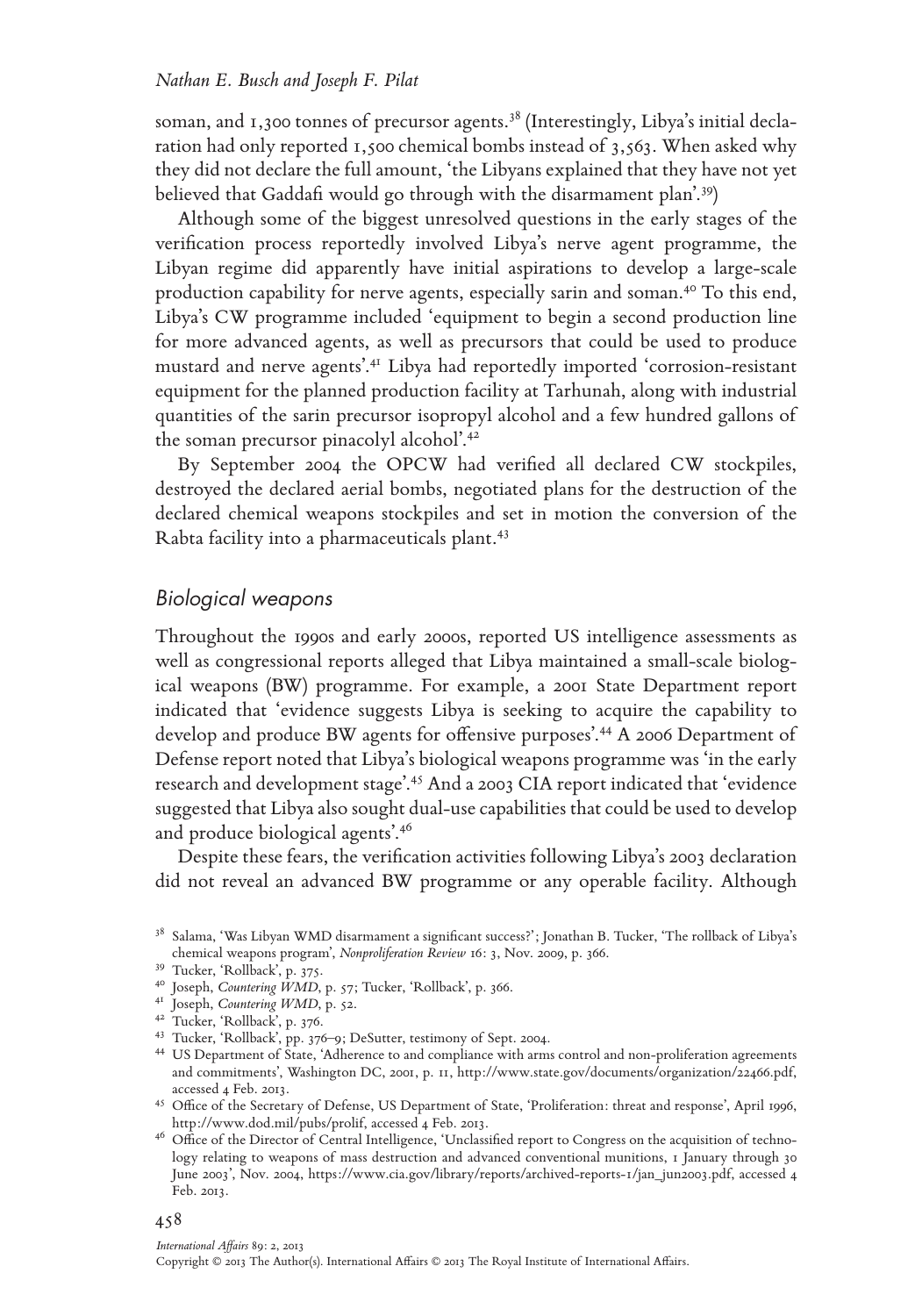soman, and 1,300 tonnes of precursor agents.[38] (Interestingly, Libya's initial declaration had only reported 1,500 chemical bombs instead of 3,563. When asked why they did not declare the full amount, 'the Libyans explained that they have not yet believed that Gaddafi would go through with the disarmament plan'.[39])

Although some of the biggest unresolved questions in the early stages of the verification process reportedly involved Libya's nerve agent programme, the Libyan regime did apparently have initial aspirations to develop a large-scale production capability for nerve agents, especially sarin and soman.[40] To this end, Libya's CW programme included 'equipment to begin a second production line for more advanced agents, as well as precursors that could be used to produce mustard and nerve agents'.[41] Libya had reportedly imported 'corrosion-resistant equipment for the planned production facility at Tarhunah, along with industrial quantities of the sarin precursor isopropyl alcohol and a few hundred gallons of the soman precursor pinacolyl alcohol'.[42]

By September 2004 the OPCW had verified all declared CW stockpiles, destroyed the declared aerial bombs, negotiated plans for the destruction of the declared chemical weapons stockpiles and set in motion the conversion of the Rabta facility into a pharmaceuticals plant.[43]

## *Biological weapons*

Throughout the 1990s and early 2000s, reported US intelligence assessments as well as congressional reports alleged that Libya maintained a small-scale biological weapons (BW) programme. For example, a 2001 State Department report indicated that 'evidence suggests Libya is seeking to acquire the capability to develop and produce BW agents for offensive purposes'.[44] A 2006 Department of Defense report noted that Libya's biological weapons programme was 'in the early research and development stage'.[45] And a 2003 CIA report indicated that 'evidence suggested that Libya also sought dual-use capabilities that could be used to develop and produce biological agents'.[46]

Despite these fears, the verification activities following Libya's 2003 declaration did not reveal an advanced BW programme or any operable facility. Although

[38] Salama, 'Was Libyan WMD disarmament a significant success?'; Jonathan B. Tucker, 'The rollback of Libya's chemical weapons program', *Nonproliferation Review* 16: 3, Nov. 2009, p. 366.

[39] Tucker, 'Rollback', p. 375.

[40] Joseph, *Countering WMD*, p. 57; Tucker, 'Rollback', p. 366.

[41] Joseph, *Countering WMD*, p. 52.

[42] Tucker, 'Rollback', p. 376.

[43] Tucker, 'Rollback', pp. 376–9; DeSutter, testimony of Sept. 2004.

[44] US Department of State, 'Adherence to and compliance with arms control and non-proliferation agreements and commitments', Washington DC, 2001, p. 11, http://www.state.gov/documents/organization/22466.pdf, accessed 4 Feb. 2013.

[45] Office of the Secretary of Defense, US Department of State, 'Proliferation: threat and response', April 1996, http://www.dod.mil/pubs/prolif, accessed 4 Feb. 2013.

[46] Office of the Director of Central Intelligence, 'Unclassified report to Congress on the acquisition of technology relating to weapons of mass destruction and advanced conventional munitions, 1 January through 30 June 2003', Nov. 2004, https://www.cia.gov/library/reports/archived-reports-1/jan_jun2003.pdf, accessed 4 Feb. 2013.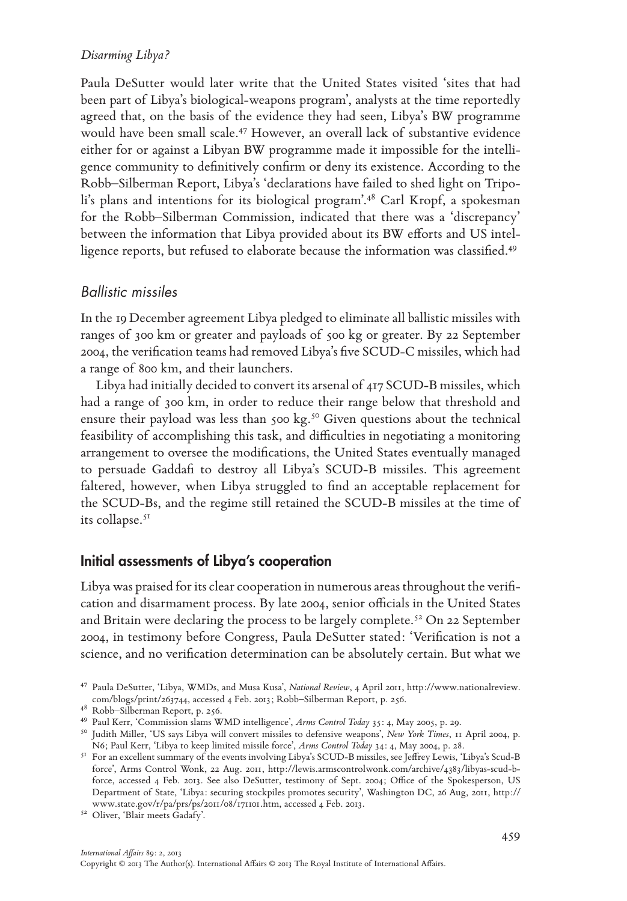Paula DeSutter would later write that the United States visited 'sites that had been part of Libya's biological-weapons program', analysts at the time reportedly agreed that, on the basis of the evidence they had seen, Libya's BW programme would have been small scale.[47] However, an overall lack of substantive evidence either for or against a Libyan BW programme made it impossible for the intelligence community to definitively confirm or deny its existence. According to the Robb–Silberman Report, Libya's 'declarations have failed to shed light on Tripoli's plans and intentions for its biological program'.[48] Carl Kropf, a spokesman for the Robb–Silberman Commission, indicated that there was a 'discrepancy' between the information that Libya provided about its BW efforts and US intelligence reports, but refused to elaborate because the information was classified.[49]

### *Ballistic missiles*

In the 19 December agreement Libya pledged to eliminate all ballistic missiles with ranges of 300 km or greater and payloads of 500 kg or greater. By 22 September 2004, the verification teams had removed Libya's five SCUD-C missiles, which had a range of 800 km, and their launchers.

Libya had initially decided to convert its arsenal of 417 SCUD-B missiles, which had a range of 300 km, in order to reduce their range below that threshold and ensure their payload was less than 500 kg.[50] Given questions about the technical feasibility of accomplishing this task, and difficulties in negotiating a monitoring arrangement to oversee the modifications, the United States eventually managed to persuade Gaddafi to destroy all Libya's SCUD-B missiles. This agreement faltered, however, when Libya struggled to find an acceptable replacement for the SCUD-Bs, and the regime still retained the SCUD-B missiles at the time of its collapse.[51]

## Initial assessments of Libya's cooperation

Libya was praised for its clear cooperation in numerous areas throughout the verification and disarmament process. By late 2004, senior officials in the United States and Britain were declaring the process to be largely complete.[52] On 22 September 2004, in testimony before Congress, Paula DeSutter stated: 'Verification is not a science, and no verification determination can be absolutely certain. But what we

---

[47] Paula DeSutter, 'Libya, WMDs, and Musa Kusa', *National Review*, 4 April 2011, http://www.nationalreview.com/blogs/print/263744, accessed 4 Feb. 2013; Robb–Silberman Report, p. 256.

[48] Robb–Silberman Report, p. 256.

[49] Paul Kerr, 'Commission slams WMD intelligence', *Arms Control Today* 35: 4, May 2005, p. 29.

[50] Judith Miller, 'US says Libya will convert missiles to defensive weapons', *New York Times*, 11 April 2004, p. N6; Paul Kerr, 'Libya to keep limited missile force', *Arms Control Today* 34: 4, May 2004, p. 28.

[51] For an excellent summary of the events involving Libya's SCUD-B missiles, see Jeffrey Lewis, 'Libya's Scud-B force', Arms Control Wonk, 22 Aug. 2011, http://lewis.armscontrolwonk.com/archive/4383/libyas-scud-b-force, accessed 4 Feb. 2013. See also DeSutter, testimony of Sept. 2004; Office of the Spokesperson, US Department of State, 'Libya: securing stockpiles promotes security', Washington DC, 26 Aug, 2011, http://www.state.gov/r/pa/prs/ps/2011/08/171101.htm, accessed 4 Feb. 2013.

[52] Oliver, 'Blair meets Gadafy'.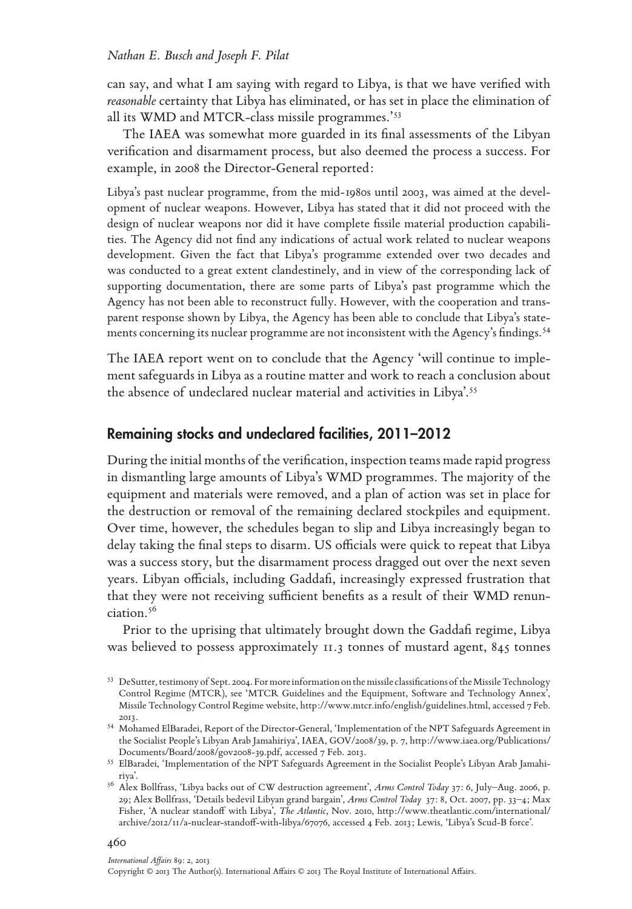can say, and what I am saying with regard to Libya, is that we have verified with *reasonable* certainty that Libya has eliminated, or has set in place the elimination of all its WMD and MTCR-class missile programmes.'[53]

The IAEA was somewhat more guarded in its final assessments of the Libyan verification and disarmament process, but also deemed the process a success. For example, in 2008 the Director-General reported:

> Libya's past nuclear programme, from the mid-1980s until 2003, was aimed at the development of nuclear weapons. However, Libya has stated that it did not proceed with the design of nuclear weapons nor did it have complete fissile material production capabilities. The Agency did not find any indications of actual work related to nuclear weapons development. Given the fact that Libya's programme extended over two decades and was conducted to a great extent clandestinely, and in view of the corresponding lack of supporting documentation, there are some parts of Libya's past programme which the Agency has not been able to reconstruct fully. However, with the cooperation and transparent response shown by Libya, the Agency has been able to conclude that Libya's statements concerning its nuclear programme are not inconsistent with the Agency's findings.[54]

The IAEA report went on to conclude that the Agency 'will continue to implement safeguards in Libya as a routine matter and work to reach a conclusion about the absence of undeclared nuclear material and activities in Libya'.[55]

## Remaining stocks and undeclared facilities, 2011–2012

During the initial months of the verification, inspection teams made rapid progress in dismantling large amounts of Libya's WMD programmes. The majority of the equipment and materials were removed, and a plan of action was set in place for the destruction or removal of the remaining declared stockpiles and equipment. Over time, however, the schedules began to slip and Libya increasingly began to delay taking the final steps to disarm. US officials were quick to repeat that Libya was a success story, but the disarmament process dragged out over the next seven years. Libyan officials, including Gaddafi, increasingly expressed frustration that that they were not receiving sufficient benefits as a result of their WMD renunciation.[56]

Prior to the uprising that ultimately brought down the Gaddafi regime, Libya was believed to possess approximately 11.3 tonnes of mustard agent, 845 tonnes

[53] DeSutter, testimony of Sept. 2004. For more information on the missile classifications of the Missile Technology Control Regime (MTCR), see 'MTCR Guidelines and the Equipment, Software and Technology Annex', Missile Technology Control Regime website, http://www.mtcr.info/english/guidelines.html, accessed 7 Feb. 2013.

[54] Mohamed ElBaradei, Report of the Director-General, 'Implementation of the NPT Safeguards Agreement in the Socialist People's Libyan Arab Jamahiriya', IAEA, GOV/2008/39, p. 7, http://www.iaea.org/Publications/Documents/Board/2008/gov2008-39.pdf, accessed 7 Feb. 2013.

[55] ElBaradei, 'Implementation of the NPT Safeguards Agreement in the Socialist People's Libyan Arab Jamahiriya'.

[56] Alex Bollfrass, 'Libya backs out of CW destruction agreement', *Arms Control Today* 37: 6, July–Aug. 2006, p. 29; Alex Bollfrass, 'Details bedevil Libyan grand bargain', *Arms Control Today* 37: 8, Oct. 2007, pp. 33–4; Max Fisher, 'A nuclear standoff with Libya', *The Atlantic*, Nov. 2010, http://www.theatlantic.com/international/archive/2012/11/a-nuclear-standoff-with-libya/67076, accessed 4 Feb. 2013; Lewis, 'Libya's Scud-B force'.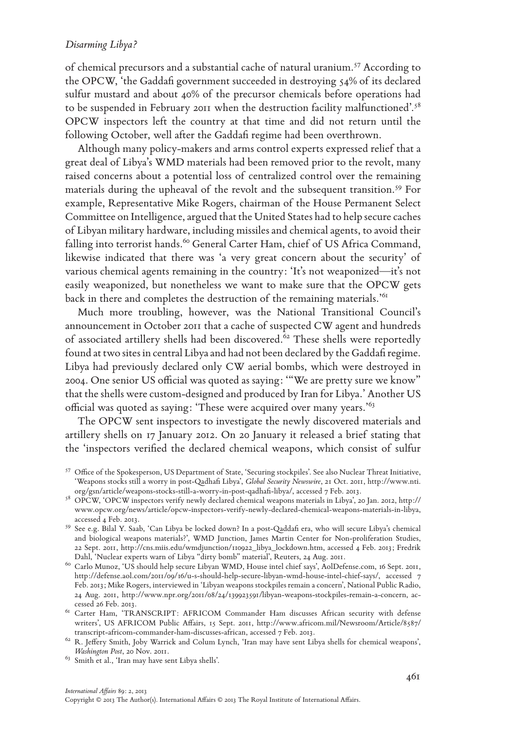of chemical precursors and a substantial cache of natural uranium.[57] According to the OPCW, 'the Gaddafi government succeeded in destroying 54% of its declared sulfur mustard and about 40% of the precursor chemicals before operations had to be suspended in February 2011 when the destruction facility malfunctioned'.[58] OPCW inspectors left the country at that time and did not return until the following October, well after the Gaddafi regime had been overthrown.

Although many policy-makers and arms control experts expressed relief that a great deal of Libya's WMD materials had been removed prior to the revolt, many raised concerns about a potential loss of centralized control over the remaining materials during the upheaval of the revolt and the subsequent transition.[59] For example, Representative Mike Rogers, chairman of the House Permanent Select Committee on Intelligence, argued that the United States had to help secure caches of Libyan military hardware, including missiles and chemical agents, to avoid their falling into terrorist hands.[60] General Carter Ham, chief of US Africa Command, likewise indicated that there was 'a very great concern about the security' of various chemical agents remaining in the country: 'It's not weaponized—it's not easily weaponized, but nonetheless we want to make sure that the OPCW gets back in there and completes the destruction of the remaining materials.'[61]

Much more troubling, however, was the National Transitional Council's announcement in October 2011 that a cache of suspected CW agent and hundreds of associated artillery shells had been discovered.[62] These shells were reportedly found at two sites in central Libya and had not been declared by the Gaddafi regime. Libya had previously declared only CW aerial bombs, which were destroyed in 2004. One senior US official was quoted as saying: '"We are pretty sure we know" that the shells were custom-designed and produced by Iran for Libya.' Another US official was quoted as saying: 'These were acquired over many years.'[63]

The OPCW sent inspectors to investigate the newly discovered materials and artillery shells on 17 January 2012. On 20 January it released a brief stating that the 'inspectors verified the declared chemical weapons, which consist of sulfur

---

[57] Office of the Spokesperson, US Department of State, 'Securing stockpiles'. See also Nuclear Threat Initiative, 'Weapons stocks still a worry in post-Qadhafi Libya', *Global Security Newswire*, 21 Oct. 2011, http://www.nti.org/gsn/article/weapons-stocks-still-a-worry-in-post-qadhafi-libya/, accessed 7 Feb. 2013.

[58] OPCW, 'OPCW inspectors verify newly declared chemical weapons materials in Libya', 20 Jan. 2012, http://www.opcw.org/news/article/opcw-inspectors-verify-newly-declared-chemical-weapons-materials-in-libya, accessed 4 Feb. 2013.

[59] See e.g. Bilal Y. Saab, 'Can Libya be locked down? In a post-Qaddafi era, who will secure Libya's chemical and biological weapons materials?', WMD Junction, James Martin Center for Non-proliferation Studies, 22 Sept. 2011, http://cns.miis.edu/wmdjunction/110922_libya_lockdown.htm, accessed 4 Feb. 2013; Fredrik Dahl, 'Nuclear experts warn of Libya "dirty bomb" material', Reuters, 24 Aug. 2011.

[60] Carlo Munoz, 'US should help secure Libyan WMD, House intel chief says', AolDefense.com, 16 Sept. 2011, http://defense.aol.com/2011/09/16/u-s-should-help-secure-libyan-wmd-house-intel-chief-says/, accessed 7 Feb. 2013; Mike Rogers, interviewed in 'Libyan weapons stockpiles remain a concern', National Public Radio, 24 Aug. 2011, http://www.npr.org/2011/08/24/139923591/libyan-weapons-stockpiles-remain-a-concern, accessed 26 Feb. 2013.

[61] Carter Ham, 'TRANSCRIPT: AFRICOM Commander Ham discusses African security with defense writers', US AFRICOM Public Affairs, 15 Sept. 2011, http://www.africom.mil/Newsroom/Article/8587/transcript-africom-commander-ham-discusses-african, accessed 7 Feb. 2013.

[62] R. Jeffery Smith, Joby Warrick and Colum Lynch, 'Iran may have sent Libya shells for chemical weapons', *Washington Post*, 20 Nov. 2011.

[63] Smith et al., 'Iran may have sent Libya shells'.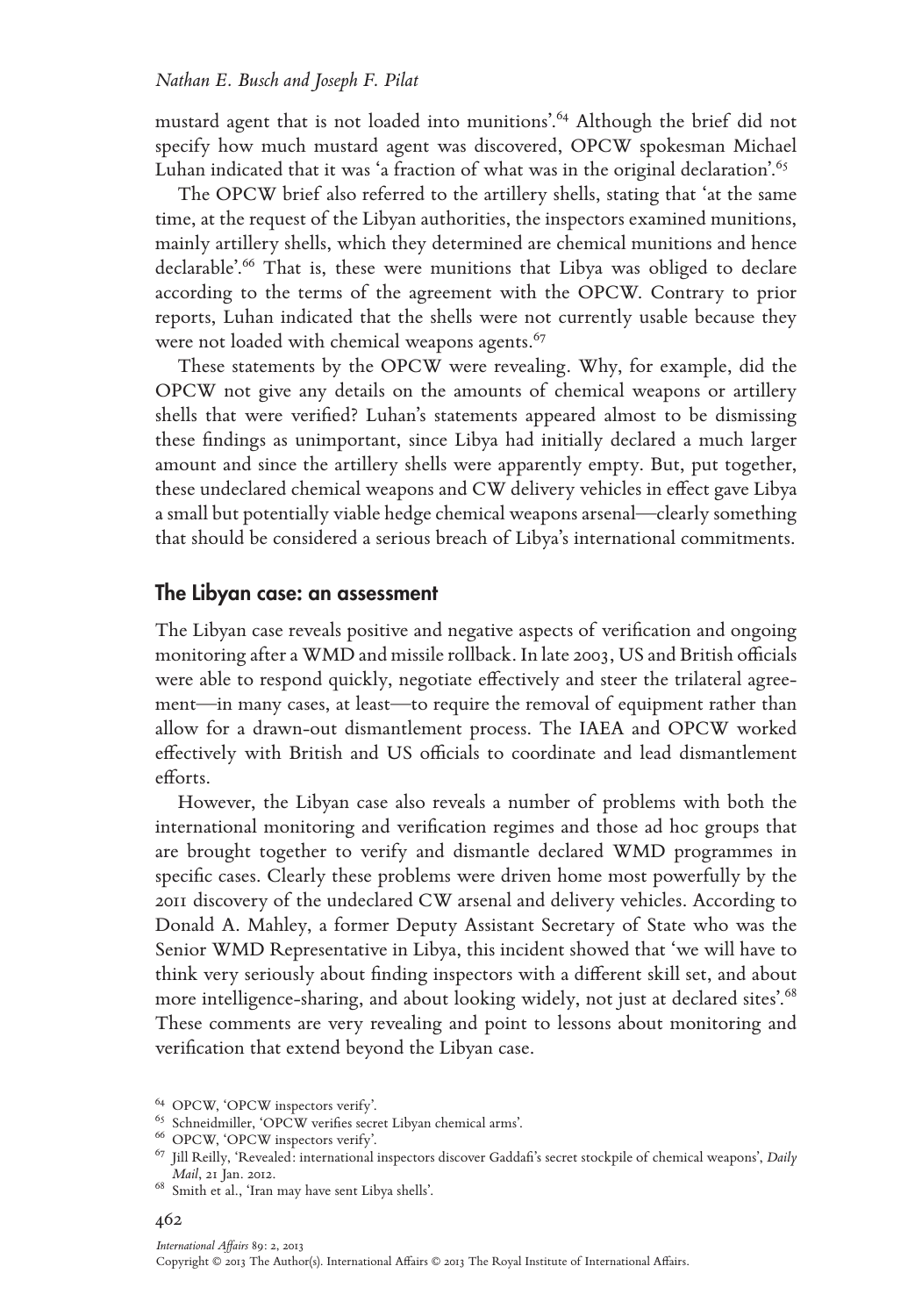mustard agent that is not loaded into munitions'.[64] Although the brief did not specify how much mustard agent was discovered, OPCW spokesman Michael Luhan indicated that it was 'a fraction of what was in the original declaration'.[65]

The OPCW brief also referred to the artillery shells, stating that 'at the same time, at the request of the Libyan authorities, the inspectors examined munitions, mainly artillery shells, which they determined are chemical munitions and hence declarable'.[66] That is, these were munitions that Libya was obliged to declare according to the terms of the agreement with the OPCW. Contrary to prior reports, Luhan indicated that the shells were not currently usable because they were not loaded with chemical weapons agents.[67]

These statements by the OPCW were revealing. Why, for example, did the OPCW not give any details on the amounts of chemical weapons or artillery shells that were verified? Luhan's statements appeared almost to be dismissing these findings as unimportant, since Libya had initially declared a much larger amount and since the artillery shells were apparently empty. But, put together, these undeclared chemical weapons and CW delivery vehicles in effect gave Libya a small but potentially viable hedge chemical weapons arsenal—clearly something that should be considered a serious breach of Libya's international commitments.

## The Libyan case: an assessment

The Libyan case reveals positive and negative aspects of verification and ongoing monitoring after a WMD and missile rollback. In late 2003, US and British officials were able to respond quickly, negotiate effectively and steer the trilateral agreement—in many cases, at least—to require the removal of equipment rather than allow for a drawn-out dismantlement process. The IAEA and OPCW worked effectively with British and US officials to coordinate and lead dismantlement efforts.

However, the Libyan case also reveals a number of problems with both the international monitoring and verification regimes and those ad hoc groups that are brought together to verify and dismantle declared WMD programmes in specific cases. Clearly these problems were driven home most powerfully by the 2011 discovery of the undeclared CW arsenal and delivery vehicles. According to Donald A. Mahley, a former Deputy Assistant Secretary of State who was the Senior WMD Representative in Libya, this incident showed that 'we will have to think very seriously about finding inspectors with a different skill set, and about more intelligence-sharing, and about looking widely, not just at declared sites'.[68] These comments are very revealing and point to lessons about monitoring and verification that extend beyond the Libyan case.

[64] OPCW, 'OPCW inspectors verify'.

[65] Schneidmiller, 'OPCW verifies secret Libyan chemical arms'.

[66] OPCW, 'OPCW inspectors verify'.

[67] Jill Reilly, 'Revealed: international inspectors discover Gaddafi's secret stockpile of chemical weapons', *Daily Mail*, 21 Jan. 2012.

[68] Smith et al., 'Iran may have sent Libya shells'.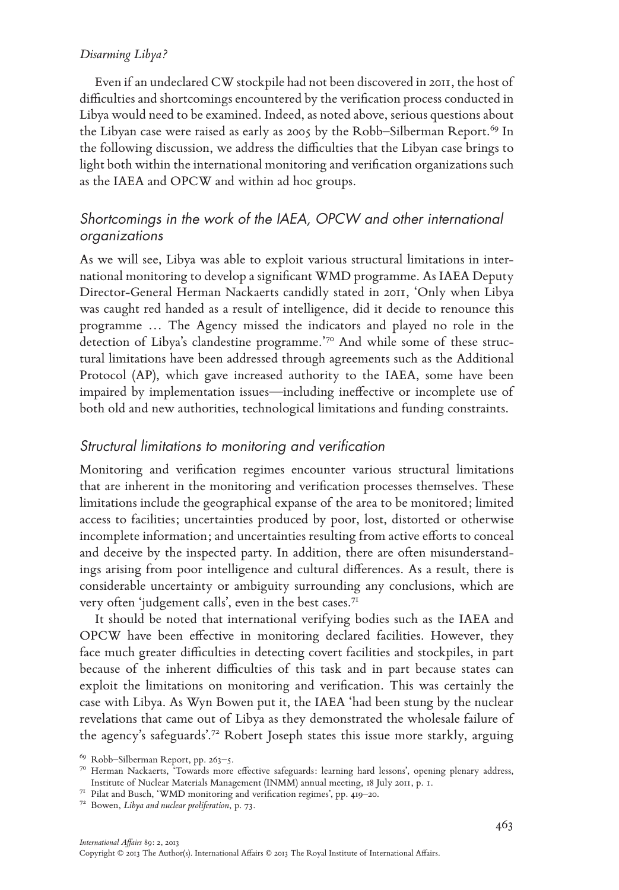Even if an undeclared CW stockpile had not been discovered in 2011, the host of difficulties and shortcomings encountered by the verification process conducted in Libya would need to be examined. Indeed, as noted above, serious questions about the Libyan case were raised as early as 2005 by the Robb–Silberman Report.[69] In the following discussion, we address the difficulties that the Libyan case brings to light both within the international monitoring and verification organizations such as the IAEA and OPCW and within ad hoc groups.

## *Shortcomings in the work of the IAEA, OPCW and other international organizations*

As we will see, Libya was able to exploit various structural limitations in international monitoring to develop a significant WMD programme. As IAEA Deputy Director-General Herman Nackaerts candidly stated in 2011, 'Only when Libya was caught red handed as a result of intelligence, did it decide to renounce this programme … The Agency missed the indicators and played no role in the detection of Libya's clandestine programme.'[70] And while some of these structural limitations have been addressed through agreements such as the Additional Protocol (AP), which gave increased authority to the IAEA, some have been impaired by implementation issues—including ineffective or incomplete use of both old and new authorities, technological limitations and funding constraints.

## *Structural limitations to monitoring and verification*

Monitoring and verification regimes encounter various structural limitations that are inherent in the monitoring and verification processes themselves. These limitations include the geographical expanse of the area to be monitored; limited access to facilities; uncertainties produced by poor, lost, distorted or otherwise incomplete information; and uncertainties resulting from active efforts to conceal and deceive by the inspected party. In addition, there are often misunderstandings arising from poor intelligence and cultural differences. As a result, there is considerable uncertainty or ambiguity surrounding any conclusions, which are very often 'judgement calls', even in the best cases.[71]

It should be noted that international verifying bodies such as the IAEA and OPCW have been effective in monitoring declared facilities. However, they face much greater difficulties in detecting covert facilities and stockpiles, in part because of the inherent difficulties of this task and in part because states can exploit the limitations on monitoring and verification. This was certainly the case with Libya. As Wyn Bowen put it, the IAEA 'had been stung by the nuclear revelations that came out of Libya as they demonstrated the wholesale failure of the agency's safeguards'.[72] Robert Joseph states this issue more starkly, arguing

---

[69] Robb–Silberman Report, pp. 263–5.

[70] Herman Nackaerts, 'Towards more effective safeguards: learning hard lessons', opening plenary address, Institute of Nuclear Materials Management (INMM) annual meeting, 18 July 2011, p. 1.

[71] Pilat and Busch, 'WMD monitoring and verification regimes', pp. 419–20.

[72] Bowen, *Libya and nuclear proliferation*, p. 73.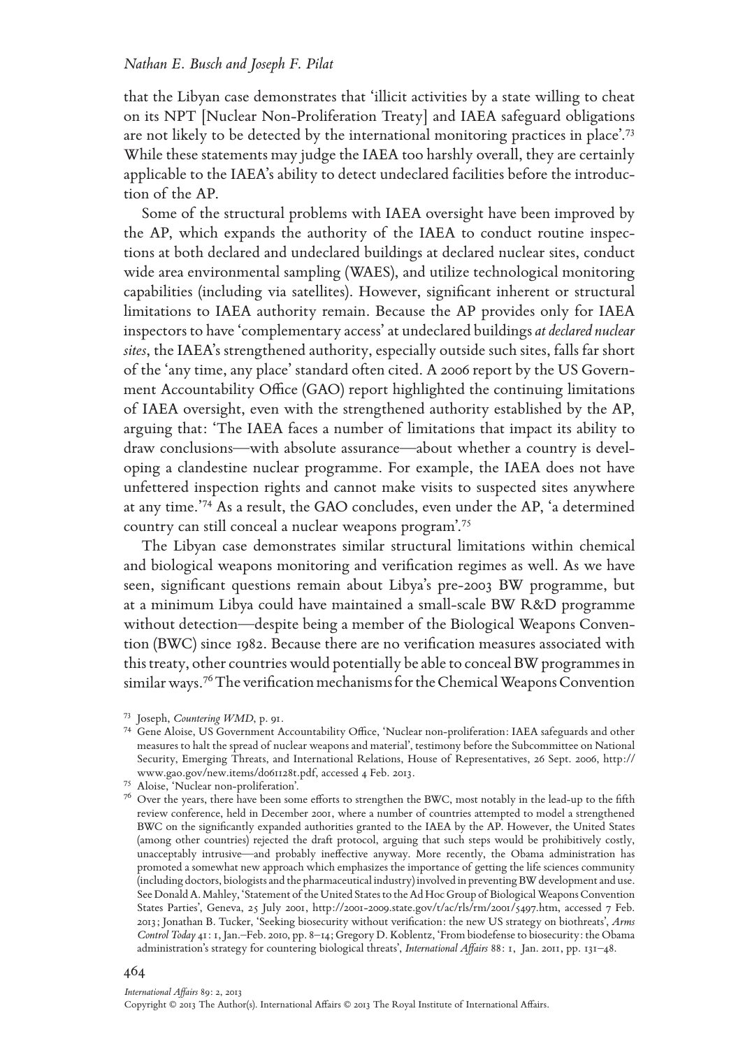that the Libyan case demonstrates that 'illicit activities by a state willing to cheat on its NPT [Nuclear Non-Proliferation Treaty] and IAEA safeguard obligations are not likely to be detected by the international monitoring practices in place'.[73] While these statements may judge the IAEA too harshly overall, they are certainly applicable to the IAEA's ability to detect undeclared facilities before the introduction of the AP.

Some of the structural problems with IAEA oversight have been improved by the AP, which expands the authority of the IAEA to conduct routine inspections at both declared and undeclared buildings at declared nuclear sites, conduct wide area environmental sampling (WAES), and utilize technological monitoring capabilities (including via satellites). However, significant inherent or structural limitations to IAEA authority remain. Because the AP provides only for IAEA inspectors to have 'complementary access' at undeclared buildings *at declared nuclear sites*, the IAEA's strengthened authority, especially outside such sites, falls far short of the 'any time, any place' standard often cited. A 2006 report by the US Government Accountability Office (GAO) report highlighted the continuing limitations of IAEA oversight, even with the strengthened authority established by the AP, arguing that: 'The IAEA faces a number of limitations that impact its ability to draw conclusions—with absolute assurance—about whether a country is developing a clandestine nuclear programme. For example, the IAEA does not have unfettered inspection rights and cannot make visits to suspected sites anywhere at any time.'[74] As a result, the GAO concludes, even under the AP, 'a determined country can still conceal a nuclear weapons program'.[75]

The Libyan case demonstrates similar structural limitations within chemical and biological weapons monitoring and verification regimes as well. As we have seen, significant questions remain about Libya's pre-2003 BW programme, but at a minimum Libya could have maintained a small-scale BW R&D programme without detection—despite being a member of the Biological Weapons Convention (BWC) since 1982. Because there are no verification measures associated with this treaty, other countries would potentially be able to conceal BW programmes in similar ways.[76] The verification mechanisms for the Chemical Weapons Convention

[73] Joseph, *Countering WMD*, p. 91.

[74] Gene Aloise, US Government Accountability Office, 'Nuclear non-proliferation: IAEA safeguards and other measures to halt the spread of nuclear weapons and material', testimony before the Subcommittee on National Security, Emerging Threats, and International Relations, House of Representatives, 26 Sept. 2006, http://www.gao.gov/new.items/d061128t.pdf, accessed 4 Feb. 2013.

[75] Aloise, 'Nuclear non-proliferation'.

[76] Over the years, there have been some efforts to strengthen the BWC, most notably in the lead-up to the fifth review conference, held in December 2001, where a number of countries attempted to model a strengthened BWC on the significantly expanded authorities granted to the IAEA by the AP. However, the United States (among other countries) rejected the draft protocol, arguing that such steps would be prohibitively costly, unacceptably intrusive—and probably ineffective anyway. More recently, the Obama administration has promoted a somewhat new approach which emphasizes the importance of getting the life sciences community (including doctors, biologists and the pharmaceutical industry) involved in preventing BW development and use. See Donald A. Mahley, 'Statement of the United States to the Ad Hoc Group of Biological Weapons Convention States Parties', Geneva, 25 July 2001, http://2001-2009.state.gov/t/ac/rls/rm/2001/5497.htm, accessed 7 Feb. 2013; Jonathan B. Tucker, 'Seeking biosecurity without verification: the new US strategy on biothreats', *Arms Control Today* 41: 1, Jan.–Feb. 2010, pp. 8–14; Gregory D. Koblentz, 'From biodefense to biosecurity: the Obama administration's strategy for countering biological threats', *International Affairs* 88: 1, Jan. 2011, pp. 131–48.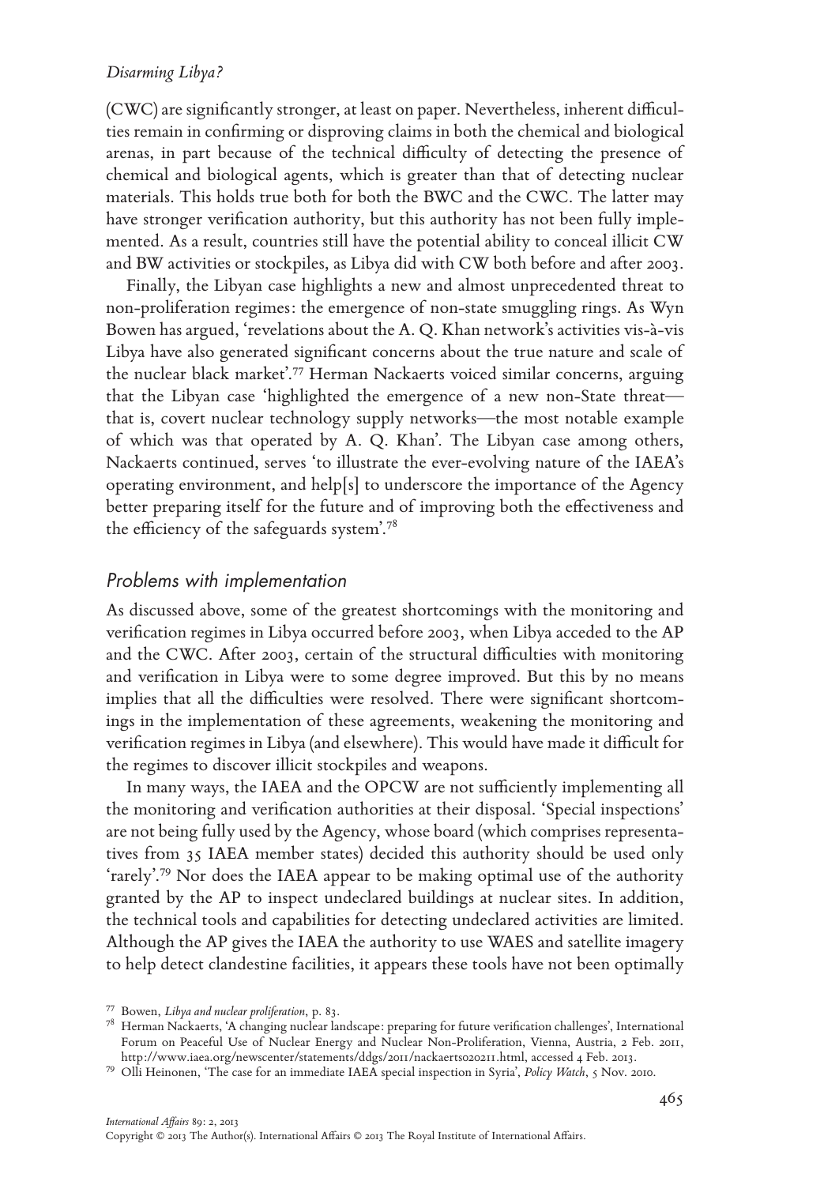(CWC) are significantly stronger, at least on paper. Nevertheless, inherent difficulties remain in confirming or disproving claims in both the chemical and biological arenas, in part because of the technical difficulty of detecting the presence of chemical and biological agents, which is greater than that of detecting nuclear materials. This holds true both for both the BWC and the CWC. The latter may have stronger verification authority, but this authority has not been fully implemented. As a result, countries still have the potential ability to conceal illicit CW and BW activities or stockpiles, as Libya did with CW both before and after 2003.

Finally, the Libyan case highlights a new and almost unprecedented threat to non-proliferation regimes: the emergence of non-state smuggling rings. As Wyn Bowen has argued, 'revelations about the A. Q. Khan network's activities vis-à-vis Libya have also generated significant concerns about the true nature and scale of the nuclear black market'.[77] Herman Nackaerts voiced similar concerns, arguing that the Libyan case 'highlighted the emergence of a new non-State threat—that is, covert nuclear technology supply networks—the most notable example of which was that operated by A. Q. Khan'. The Libyan case among others, Nackaerts continued, serves 'to illustrate the ever-evolving nature of the IAEA's operating environment, and help[s] to underscore the importance of the Agency better preparing itself for the future and of improving both the effectiveness and the efficiency of the safeguards system'.[78]

## Problems with implementation

As discussed above, some of the greatest shortcomings with the monitoring and verification regimes in Libya occurred before 2003, when Libya acceded to the AP and the CWC. After 2003, certain of the structural difficulties with monitoring and verification in Libya were to some degree improved. But this by no means implies that all the difficulties were resolved. There were significant shortcomings in the implementation of these agreements, weakening the monitoring and verification regimes in Libya (and elsewhere). This would have made it difficult for the regimes to discover illicit stockpiles and weapons.

In many ways, the IAEA and the OPCW are not sufficiently implementing all the monitoring and verification authorities at their disposal. 'Special inspections' are not being fully used by the Agency, whose board (which comprises representatives from 35 IAEA member states) decided this authority should be used only 'rarely'.[79] Nor does the IAEA appear to be making optimal use of the authority granted by the AP to inspect undeclared buildings at nuclear sites. In addition, the technical tools and capabilities for detecting undeclared activities are limited. Although the AP gives the IAEA the authority to use WAES and satellite imagery to help detect clandestine facilities, it appears these tools have not been optimally

[77] Bowen, *Libya and nuclear proliferation*, p. 83.

[78] Herman Nackaerts, 'A changing nuclear landscape: preparing for future verification challenges', International Forum on Peaceful Use of Nuclear Energy and Nuclear Non-Proliferation, Vienna, Austria, 2 Feb. 2011, http://www.iaea.org/newscenter/statements/ddgs/2011/nackaerts020211.html, accessed 4 Feb. 2013.

[79] Olli Heinonen, 'The case for an immediate IAEA special inspection in Syria', *Policy Watch*, 5 Nov. 2010.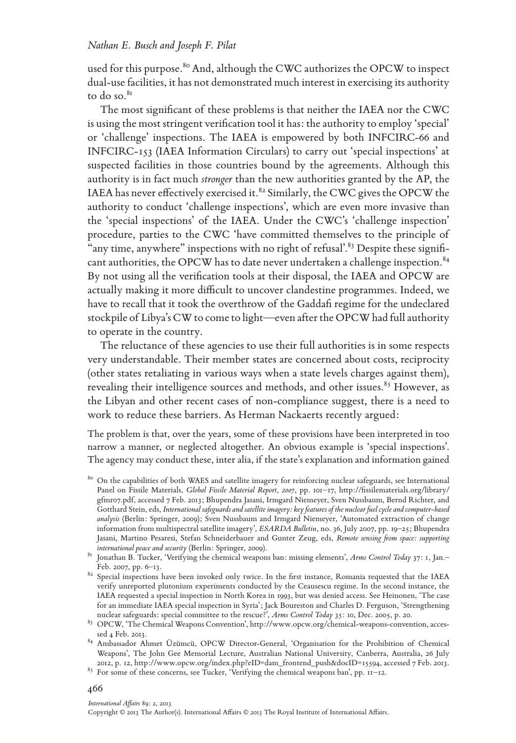used for this purpose.[80] And, although the CWC authorizes the OPCW to inspect dual-use facilities, it has not demonstrated much interest in exercising its authority to do so.[81]

The most significant of these problems is that neither the IAEA nor the CWC is using the most stringent verification tool it has: the authority to employ 'special' or 'challenge' inspections. The IAEA is empowered by both INFCIRC-66 and INFCIRC-153 (IAEA Information Circulars) to carry out 'special inspections' at suspected facilities in those countries bound by the agreements. Although this authority is in fact much *stronger* than the new authorities granted by the AP, the IAEA has never effectively exercised it.[82] Similarly, the CWC gives the OPCW the authority to conduct 'challenge inspections', which are even more invasive than the 'special inspections' of the IAEA. Under the CWC's 'challenge inspection' procedure, parties to the CWC 'have committed themselves to the principle of "any time, anywhere" inspections with no right of refusal'.[83] Despite these significant authorities, the OPCW has to date never undertaken a challenge inspection.[84] By not using all the verification tools at their disposal, the IAEA and OPCW are actually making it more difficult to uncover clandestine programmes. Indeed, we have to recall that it took the overthrow of the Gaddafi regime for the undeclared stockpile of Libya's CW to come to light—even after the OPCW had full authority to operate in the country.

The reluctance of these agencies to use their full authorities is in some respects very understandable. Their member states are concerned about costs, reciprocity (other states retaliating in various ways when a state levels charges against them), revealing their intelligence sources and methods, and other issues.[85] However, as the Libyan and other recent cases of non-compliance suggest, there is a need to work to reduce these barriers. As Herman Nackaerts recently argued:

> The problem is that, over the years, some of these provisions have been interpreted in too narrow a manner, or neglected altogether. An obvious example is 'special inspections'. The agency may conduct these, inter alia, if the state's explanation and information gained

[80] On the capabilities of both WAES and satellite imagery for reinforcing nuclear safeguards, see International Panel on Fissile Materials, *Global Fissile Material Report, 2007*, pp. 101–17, http://fissilematerials.org/library/gfmr07.pdf, accessed 7 Feb. 2013; Bhupendra Jasani, Irmgard Niemeyer, Sven Nussbaum, Bernd Richter, and Gotthard Stein, eds, *International safeguards and satellite imagery: key features of the nuclear fuel cycle and computer-based analysis* (Berlin: Springer, 2009); Sven Nussbaum and Irmgard Niemeyer, 'Automated extraction of change information from multispectral satellite imagery', *ESARDA Bulletin*, no. 36, July 2007, pp. 19–25; Bhupendra Jasani, Martino Pesaresi, Stefan Schneiderbauer and Gunter Zeug, eds, *Remote sensing from space: supporting international peace and security* (Berlin: Springer, 2009).

[81] Jonathan B. Tucker, 'Verifying the chemical weapons ban: missing elements', *Arms Control Today* 37: 1, Jan.–Feb. 2007, pp. 6–13.

[82] Special inspections have been invoked only twice. In the first instance, Romania requested that the IAEA verify unreported plutonium experiments conducted by the Ceausescu regime. In the second instance, the IAEA requested a special inspection in North Korea in 1993, but was denied access. See Heinonen, 'The case for an immediate IAEA special inspection in Syria'; Jack Boureston and Charles D. Ferguson, 'Strengthening nuclear safeguards: special committee to the rescue?', *Arms Control Today* 35: 10, Dec. 2005, p. 20.

[83] OPCW, 'The Chemical Weapons Convention', http://www.opcw.org/chemical-weapons-convention, accessed 4 Feb. 2013.

[84] Ambassador Ahmet Üzümcü, OPCW Director-General, 'Organisation for the Prohibition of Chemical Weapons', The John Gee Memorial Lecture, Australian National University, Canberra, Australia, 26 July 2012, p. 12, http://www.opcw.org/index.php?eID=dam_frontend_push&docID=15594, accessed 7 Feb. 2013.

[85] For some of these concerns, see Tucker, 'Verifying the chemical weapons ban', pp. 11–12.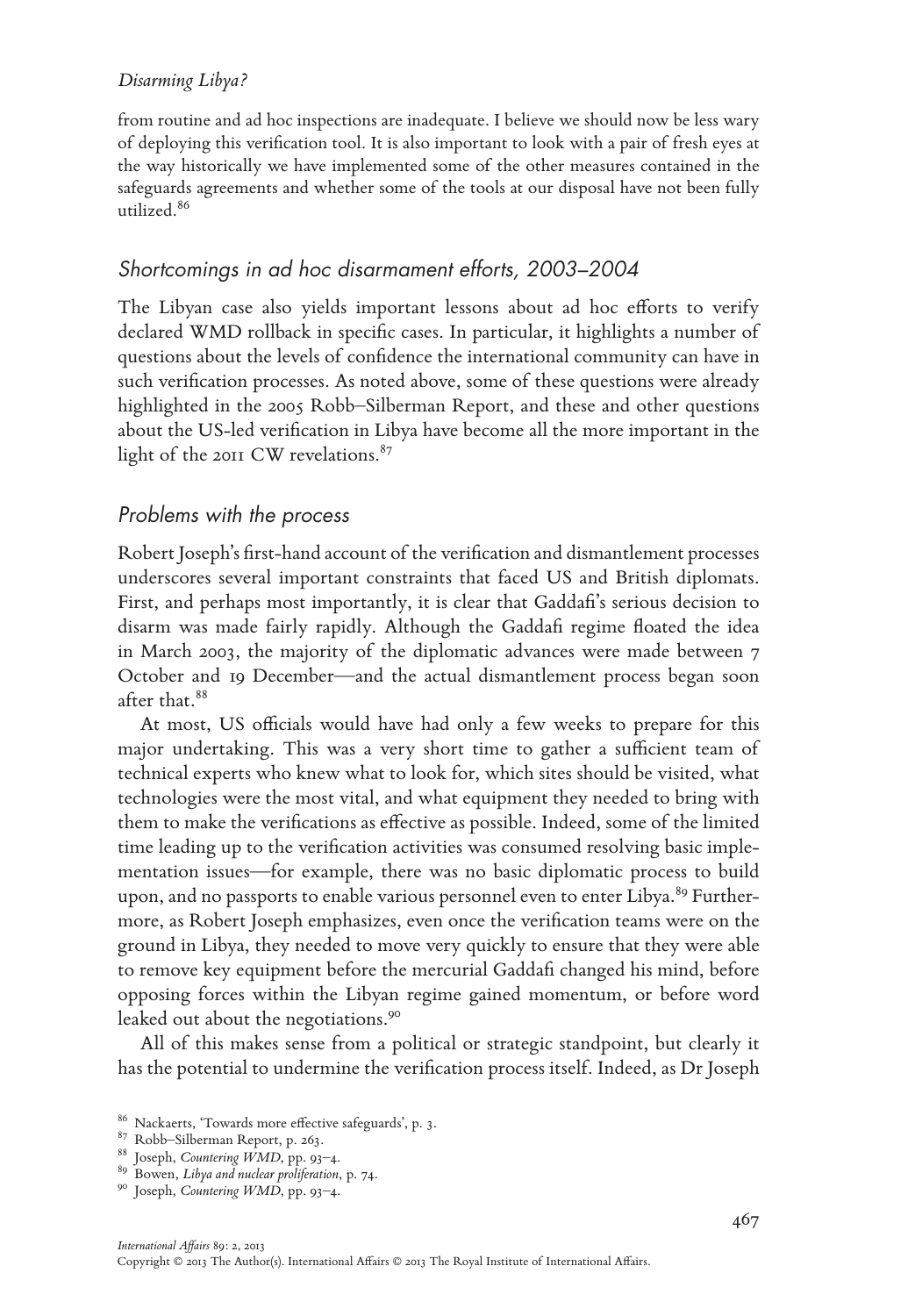from routine and ad hoc inspections are inadequate. I believe we should now be less wary of deploying this verification tool. It is also important to look with a pair of fresh eyes at the way historically we have implemented some of the other measures contained in the safeguards agreements and whether some of the tools at our disposal have not been fully utilized.[86]

## Shortcomings in ad hoc disarmament efforts, 2003–2004

The Libyan case also yields important lessons about ad hoc efforts to verify declared WMD rollback in specific cases. In particular, it highlights a number of questions about the levels of confidence the international community can have in such verification processes. As noted above, some of these questions were already highlighted in the 2005 Robb–Silberman Report, and these and other questions about the US-led verification in Libya have become all the more important in the light of the 2011 CW revelations.[87]

## Problems with the process

Robert Joseph's first-hand account of the verification and dismantlement processes underscores several important constraints that faced US and British diplomats. First, and perhaps most importantly, it is clear that Gaddafi's serious decision to disarm was made fairly rapidly. Although the Gaddafi regime floated the idea in March 2003, the majority of the diplomatic advances were made between 7 October and 19 December—and the actual dismantlement process began soon after that.[88]

At most, US officials would have had only a few weeks to prepare for this major undertaking. This was a very short time to gather a sufficient team of technical experts who knew what to look for, which sites should be visited, what technologies were the most vital, and what equipment they needed to bring with them to make the verifications as effective as possible. Indeed, some of the limited time leading up to the verification activities was consumed resolving basic implementation issues—for example, there was no basic diplomatic process to build upon, and no passports to enable various personnel even to enter Libya.[89] Furthermore, as Robert Joseph emphasizes, even once the verification teams were on the ground in Libya, they needed to move very quickly to ensure that they were able to remove key equipment before the mercurial Gaddafi changed his mind, before opposing forces within the Libyan regime gained momentum, or before word leaked out about the negotiations.[90]

All of this makes sense from a political or strategic standpoint, but clearly it has the potential to undermine the verification process itself. Indeed, as Dr Joseph

---

[86] Nackaerts, 'Towards more effective safeguards', p. 3.

[87] Robb–Silberman Report, p. 263.

[88] Joseph, *Countering WMD*, pp. 93–4.

[89] Bowen, *Libya and nuclear proliferation*, p. 74.

[90] Joseph, *Countering WMD*, pp. 93–4.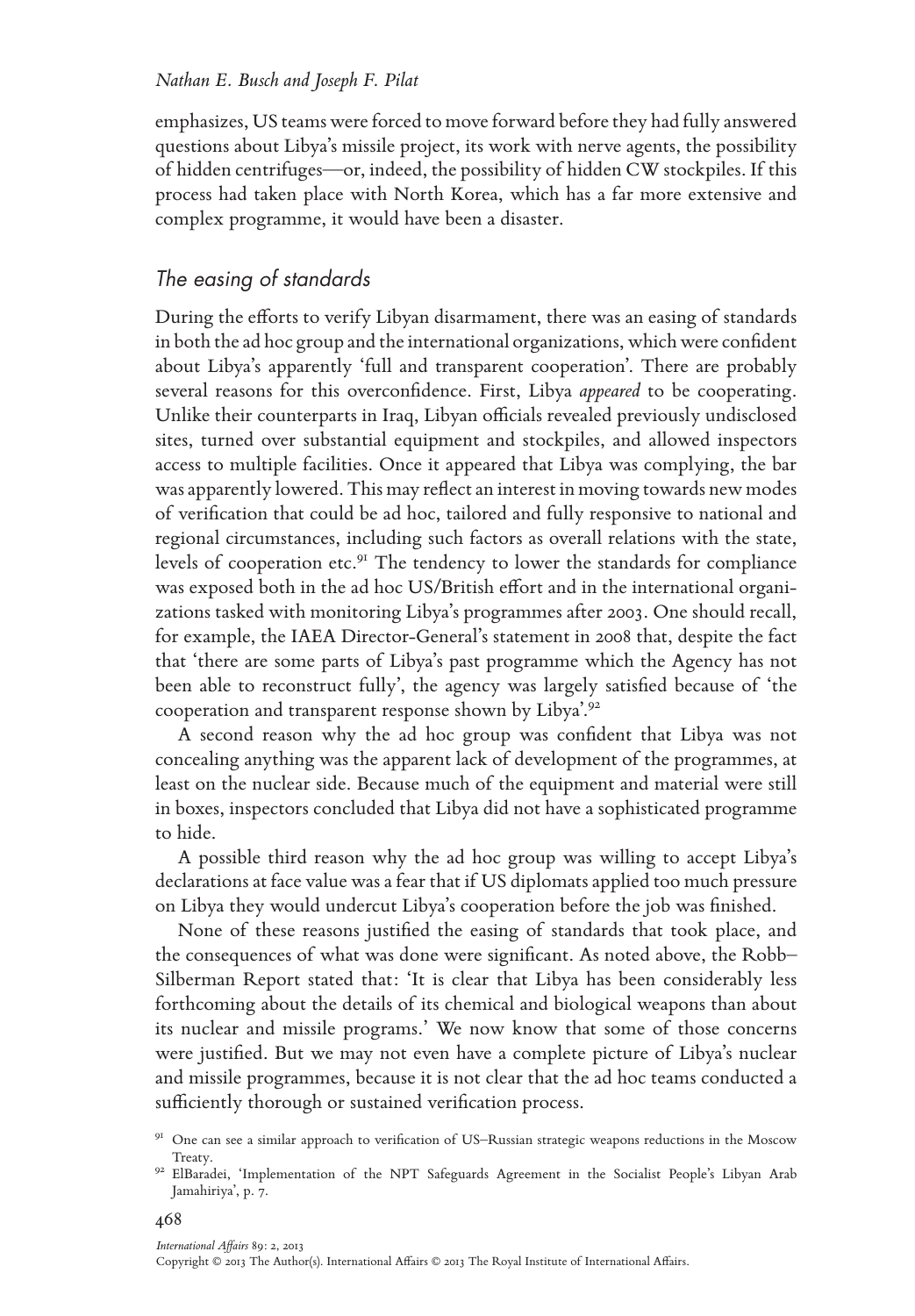emphasizes, US teams were forced to move forward before they had fully answered questions about Libya's missile project, its work with nerve agents, the possibility of hidden centrifuges—or, indeed, the possibility of hidden CW stockpiles. If this process had taken place with North Korea, which has a far more extensive and complex programme, it would have been a disaster.

## *The easing of standards*

During the efforts to verify Libyan disarmament, there was an easing of standards in both the ad hoc group and the international organizations, which were confident about Libya's apparently 'full and transparent cooperation'. There are probably several reasons for this overconfidence. First, Libya *appeared* to be cooperating. Unlike their counterparts in Iraq, Libyan officials revealed previously undisclosed sites, turned over substantial equipment and stockpiles, and allowed inspectors access to multiple facilities. Once it appeared that Libya was complying, the bar was apparently lowered. This may reflect an interest in moving towards new modes of verification that could be ad hoc, tailored and fully responsive to national and regional circumstances, including such factors as overall relations with the state, levels of cooperation etc.[91] The tendency to lower the standards for compliance was exposed both in the ad hoc US/British effort and in the international organizations tasked with monitoring Libya's programmes after 2003. One should recall, for example, the IAEA Director-General's statement in 2008 that, despite the fact that 'there are some parts of Libya's past programme which the Agency has not been able to reconstruct fully', the agency was largely satisfied because of 'the cooperation and transparent response shown by Libya'.[92]

A second reason why the ad hoc group was confident that Libya was not concealing anything was the apparent lack of development of the programmes, at least on the nuclear side. Because much of the equipment and material were still in boxes, inspectors concluded that Libya did not have a sophisticated programme to hide.

A possible third reason why the ad hoc group was willing to accept Libya's declarations at face value was a fear that if US diplomats applied too much pressure on Libya they would undercut Libya's cooperation before the job was finished.

None of these reasons justified the easing of standards that took place, and the consequences of what was done were significant. As noted above, the Robb–Silberman Report stated that: 'It is clear that Libya has been considerably less forthcoming about the details of its chemical and biological weapons than about its nuclear and missile programs.' We now know that some of those concerns were justified. But we may not even have a complete picture of Libya's nuclear and missile programmes, because it is not clear that the ad hoc teams conducted a sufficiently thorough or sustained verification process.

[91] One can see a similar approach to verification of US–Russian strategic weapons reductions in the Moscow Treaty.

[92] ElBaradei, 'Implementation of the NPT Safeguards Agreement in the Socialist People's Libyan Arab Jamahiriya', p. 7.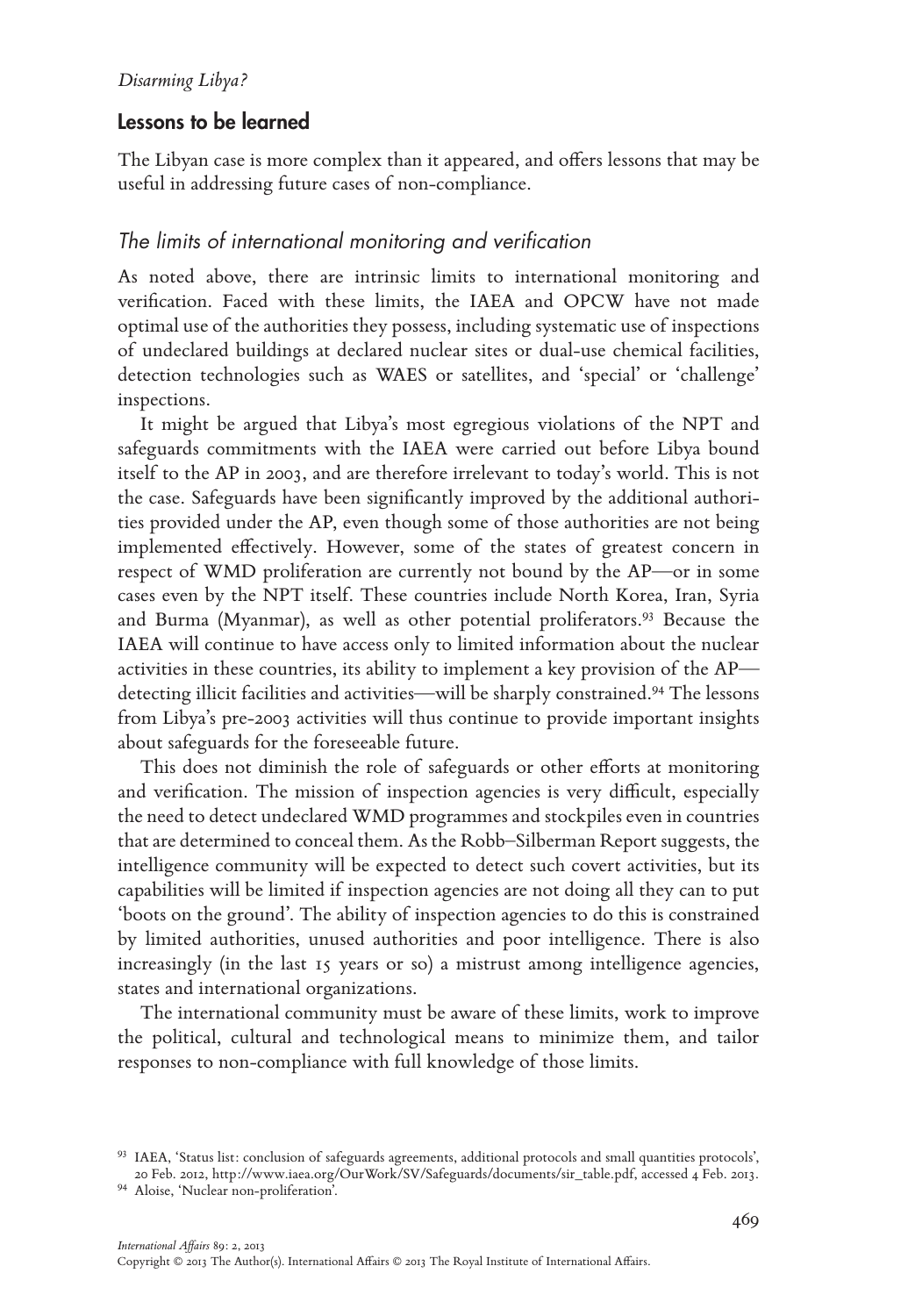## Lessons to be learned

The Libyan case is more complex than it appeared, and offers lessons that may be useful in addressing future cases of non-compliance.

### *The limits of international monitoring and verification*

As noted above, there are intrinsic limits to international monitoring and verification. Faced with these limits, the IAEA and OPCW have not made optimal use of the authorities they possess, including systematic use of inspections of undeclared buildings at declared nuclear sites or dual-use chemical facilities, detection technologies such as WAES or satellites, and 'special' or 'challenge' inspections.

It might be argued that Libya's most egregious violations of the NPT and safeguards commitments with the IAEA were carried out before Libya bound itself to the AP in 2003, and are therefore irrelevant to today's world. This is not the case. Safeguards have been significantly improved by the additional authorities provided under the AP, even though some of those authorities are not being implemented effectively. However, some of the states of greatest concern in respect of WMD proliferation are currently not bound by the AP—or in some cases even by the NPT itself. These countries include North Korea, Iran, Syria and Burma (Myanmar), as well as other potential proliferators.[93] Because the IAEA will continue to have access only to limited information about the nuclear activities in these countries, its ability to implement a key provision of the AP—detecting illicit facilities and activities—will be sharply constrained.[94] The lessons from Libya's pre-2003 activities will thus continue to provide important insights about safeguards for the foreseeable future.

This does not diminish the role of safeguards or other efforts at monitoring and verification. The mission of inspection agencies is very difficult, especially the need to detect undeclared WMD programmes and stockpiles even in countries that are determined to conceal them. As the Robb–Silberman Report suggests, the intelligence community will be expected to detect such covert activities, but its capabilities will be limited if inspection agencies are not doing all they can to put 'boots on the ground'. The ability of inspection agencies to do this is constrained by limited authorities, unused authorities and poor intelligence. There is also increasingly (in the last 15 years or so) a mistrust among intelligence agencies, states and international organizations.

The international community must be aware of these limits, work to improve the political, cultural and technological means to minimize them, and tailor responses to non-compliance with full knowledge of those limits.

---

[93] IAEA, 'Status list: conclusion of safeguards agreements, additional protocols and small quantities protocols', 20 Feb. 2012, http://www.iaea.org/OurWork/SV/Safeguards/documents/sir_table.pdf, accessed 4 Feb. 2013.

[94] Aloise, 'Nuclear non-proliferation'.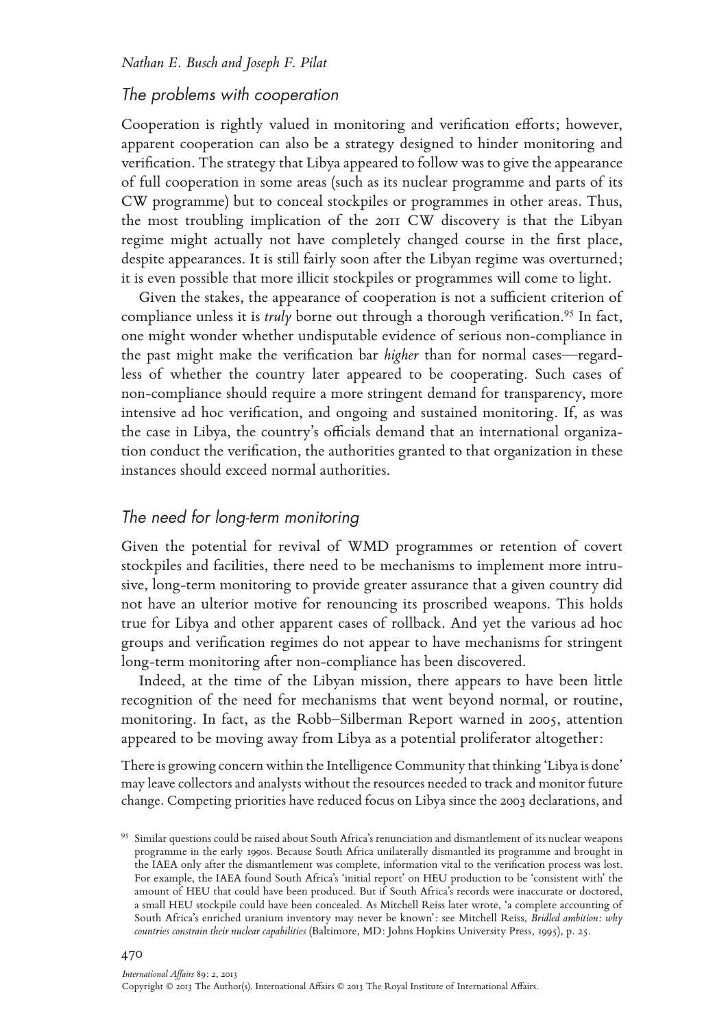## *The problems with cooperation*

Cooperation is rightly valued in monitoring and verification efforts; however, apparent cooperation can also be a strategy designed to hinder monitoring and verification. The strategy that Libya appeared to follow was to give the appearance of full cooperation in some areas (such as its nuclear programme and parts of its CW programme) but to conceal stockpiles or programmes in other areas. Thus, the most troubling implication of the 2011 CW discovery is that the Libyan regime might actually not have completely changed course in the first place, despite appearances. It is still fairly soon after the Libyan regime was overturned; it is even possible that more illicit stockpiles or programmes will come to light.

Given the stakes, the appearance of cooperation is not a sufficient criterion of compliance unless it is *truly* borne out through a thorough verification.[95] In fact, one might wonder whether undisputable evidence of serious non-compliance in the past might make the verification bar *higher* than for normal cases—regardless of whether the country later appeared to be cooperating. Such cases of non-compliance should require a more stringent demand for transparency, more intensive ad hoc verification, and ongoing and sustained monitoring. If, as was the case in Libya, the country's officials demand that an international organization conduct the verification, the authorities granted to that organization in these instances should exceed normal authorities.

## *The need for long-term monitoring*

Given the potential for revival of WMD programmes or retention of covert stockpiles and facilities, there need to be mechanisms to implement more intrusive, long-term monitoring to provide greater assurance that a given country did not have an ulterior motive for renouncing its proscribed weapons. This holds true for Libya and other apparent cases of rollback. And yet the various ad hoc groups and verification regimes do not appear to have mechanisms for stringent long-term monitoring after non-compliance has been discovered.

Indeed, at the time of the Libyan mission, there appears to have been little recognition of the need for mechanisms that went beyond normal, or routine, monitoring. In fact, as the Robb–Silberman Report warned in 2005, attention appeared to be moving away from Libya as a potential proliferator altogether:

> There is growing concern within the Intelligence Community that thinking 'Libya is done' may leave collectors and analysts without the resources needed to track and monitor future change. Competing priorities have reduced focus on Libya since the 2003 declarations, and

[95] Similar questions could be raised about South Africa's renunciation and dismantlement of its nuclear weapons programme in the early 1990s. Because South Africa unilaterally dismantled its programme and brought in the IAEA only after the dismantlement was complete, information vital to the verification process was lost. For example, the IAEA found South Africa's 'initial report' on HEU production to be 'consistent with' the amount of HEU that could have been produced. But if South Africa's records were inaccurate or doctored, a small HEU stockpile could have been concealed. As Mitchell Reiss later wrote, 'a complete accounting of South Africa's enriched uranium inventory may never be known': see Mitchell Reiss, *Bridled ambition: why countries constrain their nuclear capabilities* (Baltimore, MD: Johns Hopkins University Press, 1995), p. 25.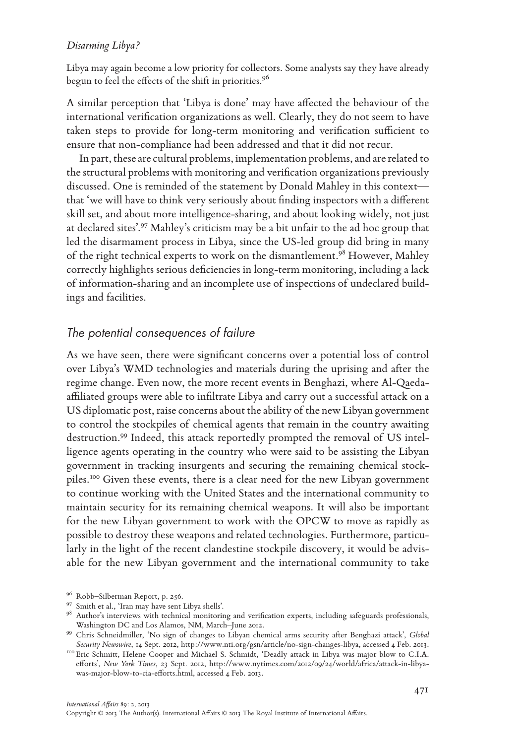Libya may again become a low priority for collectors. Some analysts say they have already begun to feel the effects of the shift in priorities.[96]

A similar perception that 'Libya is done' may have affected the behaviour of the international verification organizations as well. Clearly, they do not seem to have taken steps to provide for long-term monitoring and verification sufficient to ensure that non-compliance had been addressed and that it did not recur.

In part, these are cultural problems, implementation problems, and are related to the structural problems with monitoring and verification organizations previously discussed. One is reminded of the statement by Donald Mahley in this context—that 'we will have to think very seriously about finding inspectors with a different skill set, and about more intelligence-sharing, and about looking widely, not just at declared sites'.[97] Mahley's criticism may be a bit unfair to the ad hoc group that led the disarmament process in Libya, since the US-led group did bring in many of the right technical experts to work on the dismantlement.[98] However, Mahley correctly highlights serious deficiencies in long-term monitoring, including a lack of information-sharing and an incomplete use of inspections of undeclared buildings and facilities.

## The potential consequences of failure

As we have seen, there were significant concerns over a potential loss of control over Libya's WMD technologies and materials during the uprising and after the regime change. Even now, the more recent events in Benghazi, where Al-Qaeda-affiliated groups were able to infiltrate Libya and carry out a successful attack on a US diplomatic post, raise concerns about the ability of the new Libyan government to control the stockpiles of chemical agents that remain in the country awaiting destruction.[99] Indeed, this attack reportedly prompted the removal of US intelligence agents operating in the country who were said to be assisting the Libyan government in tracking insurgents and securing the remaining chemical stockpiles.[100] Given these events, there is a clear need for the new Libyan government to continue working with the United States and the international community to maintain security for its remaining chemical weapons. It will also be important for the new Libyan government to work with the OPCW to move as rapidly as possible to destroy these weapons and related technologies. Furthermore, particularly in the light of the recent clandestine stockpile discovery, it would be advisable for the new Libyan government and the international community to take

---

[96] Robb–Silberman Report, p. 256.

[97] Smith et al., 'Iran may have sent Libya shells'.

[98] Author's interviews with technical monitoring and verification experts, including safeguards professionals, Washington DC and Los Alamos, NM, March–June 2012.

[99] Chris Schneidmiller, 'No sign of changes to Libyan chemical arms security after Benghazi attack', *Global Security Newswire*, 14 Sept. 2012, http://www.nti.org/gsn/article/no-sign-changes-libya, accessed 4 Feb. 2013.

[100] Eric Schmitt, Helene Cooper and Michael S. Schmidt, 'Deadly attack in Libya was major blow to C.I.A. efforts', *New York Times*, 23 Sept. 2012, http://www.nytimes.com/2012/09/24/world/africa/attack-in-libya-was-major-blow-to-cia-efforts.html, accessed 4 Feb. 2013.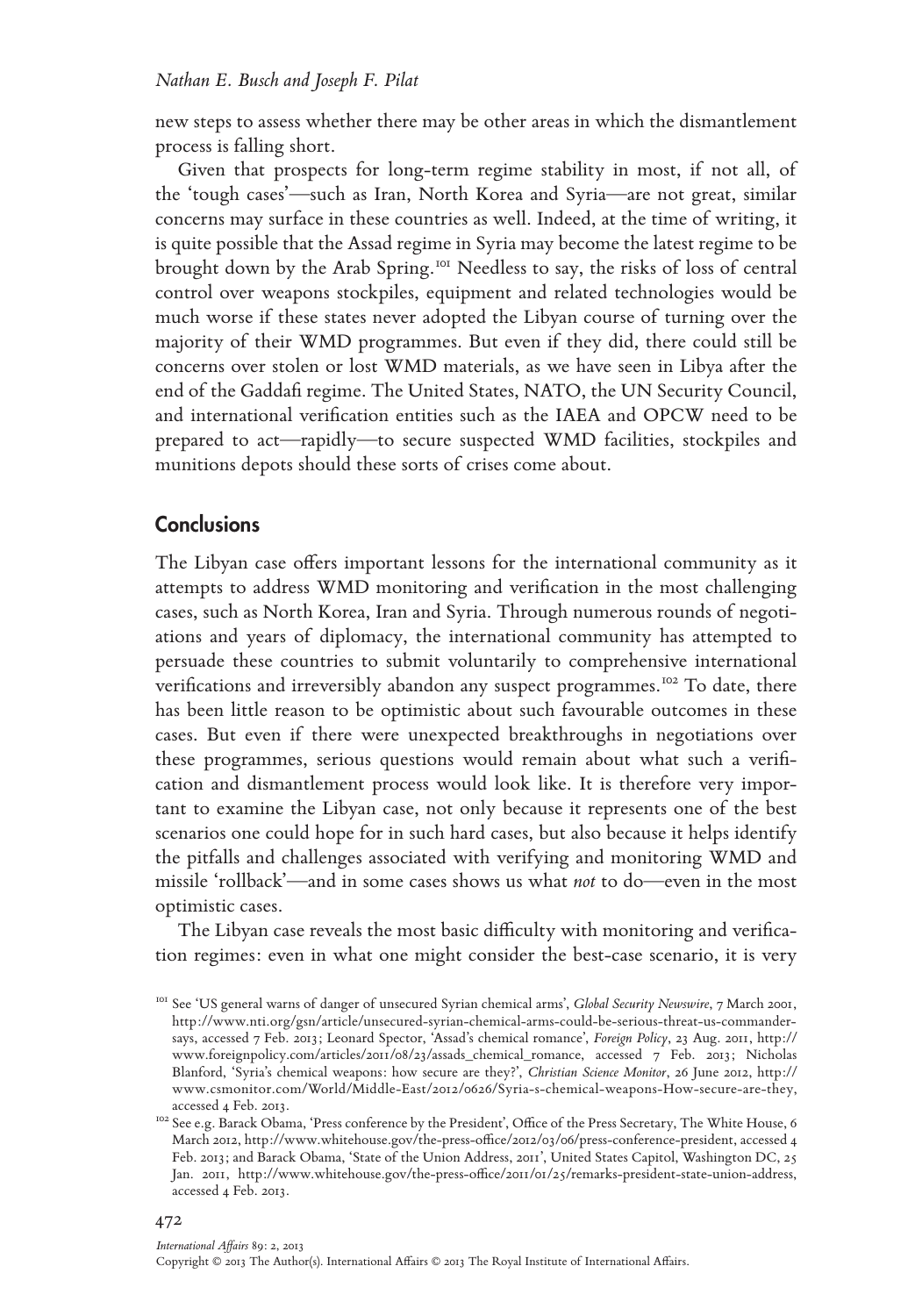new steps to assess whether there may be other areas in which the dismantlement process is falling short.

Given that prospects for long-term regime stability in most, if not all, of the 'tough cases'—such as Iran, North Korea and Syria—are not great, similar concerns may surface in these countries as well. Indeed, at the time of writing, it is quite possible that the Assad regime in Syria may become the latest regime to be brought down by the Arab Spring.[101] Needless to say, the risks of loss of central control over weapons stockpiles, equipment and related technologies would be much worse if these states never adopted the Libyan course of turning over the majority of their WMD programmes. But even if they did, there could still be concerns over stolen or lost WMD materials, as we have seen in Libya after the end of the Gaddafi regime. The United States, NATO, the UN Security Council, and international verification entities such as the IAEA and OPCW need to be prepared to act—rapidly—to secure suspected WMD facilities, stockpiles and munitions depots should these sorts of crises come about.

## Conclusions

The Libyan case offers important lessons for the international community as it attempts to address WMD monitoring and verification in the most challenging cases, such as North Korea, Iran and Syria. Through numerous rounds of negotiations and years of diplomacy, the international community has attempted to persuade these countries to submit voluntarily to comprehensive international verifications and irreversibly abandon any suspect programmes.[102] To date, there has been little reason to be optimistic about such favourable outcomes in these cases. But even if there were unexpected breakthroughs in negotiations over these programmes, serious questions would remain about what such a verification and dismantlement process would look like. It is therefore very important to examine the Libyan case, not only because it represents one of the best scenarios one could hope for in such hard cases, but also because it helps identify the pitfalls and challenges associated with verifying and monitoring WMD and missile 'rollback'—and in some cases shows us what *not* to do—even in the most optimistic cases.

The Libyan case reveals the most basic difficulty with monitoring and verification regimes: even in what one might consider the best-case scenario, it is very

[101] See 'US general warns of danger of unsecured Syrian chemical arms', *Global Security Newswire*, 7 March 2001, http://www.nti.org/gsn/article/unsecured-syrian-chemical-arms-could-be-serious-threat-us-commander-says, accessed 7 Feb. 2013; Leonard Spector, 'Assad's chemical romance', *Foreign Policy*, 23 Aug. 2011, http://www.foreignpolicy.com/articles/2011/08/23/assads_chemical_romance, accessed 7 Feb. 2013; Nicholas Blanford, 'Syria's chemical weapons: how secure are they?', *Christian Science Monitor*, 26 June 2012, http://www.csmonitor.com/World/Middle-East/2012/0626/Syria-s-chemical-weapons-How-secure-are-they, accessed 4 Feb. 2013.

[102] See e.g. Barack Obama, 'Press conference by the President', Office of the Press Secretary, The White House, 6 March 2012, http://www.whitehouse.gov/the-press-office/2012/03/06/press-conference-president, accessed 4 Feb. 2013; and Barack Obama, 'State of the Union Address, 2011', United States Capitol, Washington DC, 25 Jan. 2011, http://www.whitehouse.gov/the-press-office/2011/01/25/remarks-president-state-union-address, accessed 4 Feb. 2013.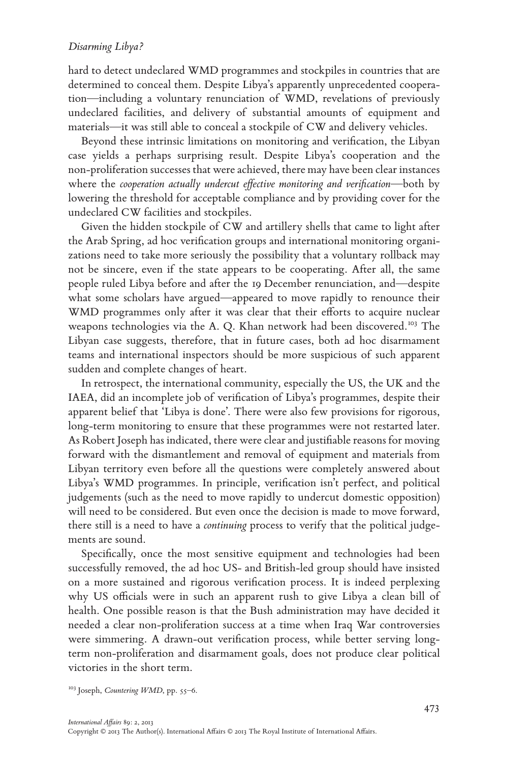hard to detect undeclared WMD programmes and stockpiles in countries that are determined to conceal them. Despite Libya's apparently unprecedented cooperation—including a voluntary renunciation of WMD, revelations of previously undeclared facilities, and delivery of substantial amounts of equipment and materials—it was still able to conceal a stockpile of CW and delivery vehicles.

Beyond these intrinsic limitations on monitoring and verification, the Libyan case yields a perhaps surprising result. Despite Libya's cooperation and the non-proliferation successes that were achieved, there may have been clear instances where the *cooperation actually undercut effective monitoring and verification*—both by lowering the threshold for acceptable compliance and by providing cover for the undeclared CW facilities and stockpiles.

Given the hidden stockpile of CW and artillery shells that came to light after the Arab Spring, ad hoc verification groups and international monitoring organizations need to take more seriously the possibility that a voluntary rollback may not be sincere, even if the state appears to be cooperating. After all, the same people ruled Libya before and after the 19 December renunciation, and—despite what some scholars have argued—appeared to move rapidly to renounce their WMD programmes only after it was clear that their efforts to acquire nuclear weapons technologies via the A. Q. Khan network had been discovered.[103] The Libyan case suggests, therefore, that in future cases, both ad hoc disarmament teams and international inspectors should be more suspicious of such apparent sudden and complete changes of heart.

In retrospect, the international community, especially the US, the UK and the IAEA, did an incomplete job of verification of Libya's programmes, despite their apparent belief that 'Libya is done'. There were also few provisions for rigorous, long-term monitoring to ensure that these programmes were not restarted later. As Robert Joseph has indicated, there were clear and justifiable reasons for moving forward with the dismantlement and removal of equipment and materials from Libyan territory even before all the questions were completely answered about Libya's WMD programmes. In principle, verification isn't perfect, and political judgements (such as the need to move rapidly to undercut domestic opposition) will need to be considered. But even once the decision is made to move forward, there still is a need to have a *continuing* process to verify that the political judgements are sound.

Specifically, once the most sensitive equipment and technologies had been successfully removed, the ad hoc US- and British-led group should have insisted on a more sustained and rigorous verification process. It is indeed perplexing why US officials were in such an apparent rush to give Libya a clean bill of health. One possible reason is that the Bush administration may have decided it needed a clear non-proliferation success at a time when Iraq War controversies were simmering. A drawn-out verification process, while better serving long-term non-proliferation and disarmament goals, does not produce clear political victories in the short term.

[103] Joseph, *Countering WMD*, pp. 55–6.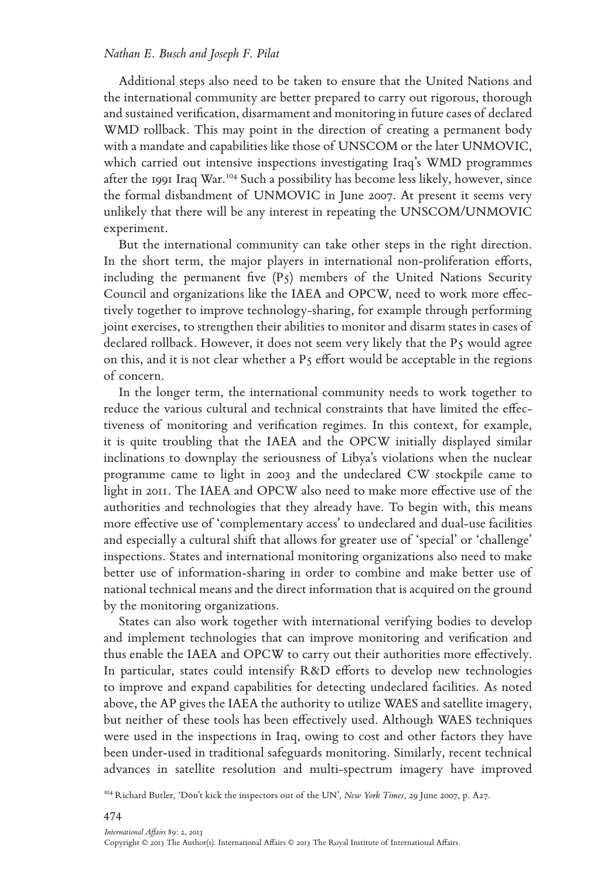Additional steps also need to be taken to ensure that the United Nations and the international community are better prepared to carry out rigorous, thorough and sustained verification, disarmament and monitoring in future cases of declared WMD rollback. This may point in the direction of creating a permanent body with a mandate and capabilities like those of UNSCOM or the later UNMOVIC, which carried out intensive inspections investigating Iraq's WMD programmes after the 1991 Iraq War.[104] Such a possibility has become less likely, however, since the formal disbandment of UNMOVIC in June 2007. At present it seems very unlikely that there will be any interest in repeating the UNSCOM/UNMOVIC experiment.

But the international community can take other steps in the right direction. In the short term, the major players in international non-proliferation efforts, including the permanent five (P5) members of the United Nations Security Council and organizations like the IAEA and OPCW, need to work more effectively together to improve technology-sharing, for example through performing joint exercises, to strengthen their abilities to monitor and disarm states in cases of declared rollback. However, it does not seem very likely that the P5 would agree on this, and it is not clear whether a P5 effort would be acceptable in the regions of concern.

In the longer term, the international community needs to work together to reduce the various cultural and technical constraints that have limited the effectiveness of monitoring and verification regimes. In this context, for example, it is quite troubling that the IAEA and the OPCW initially displayed similar inclinations to downplay the seriousness of Libya's violations when the nuclear programme came to light in 2003 and the undeclared CW stockpile came to light in 2011. The IAEA and OPCW also need to make more effective use of the authorities and technologies that they already have. To begin with, this means more effective use of 'complementary access' to undeclared and dual-use facilities and especially a cultural shift that allows for greater use of 'special' or 'challenge' inspections. States and international monitoring organizations also need to make better use of information-sharing in order to combine and make better use of national technical means and the direct information that is acquired on the ground by the monitoring organizations.

States can also work together with international verifying bodies to develop and implement technologies that can improve monitoring and verification and thus enable the IAEA and OPCW to carry out their authorities more effectively. In particular, states could intensify R&D efforts to develop new technologies to improve and expand capabilities for detecting undeclared facilities. As noted above, the AP gives the IAEA the authority to utilize WAES and satellite imagery, but neither of these tools has been effectively used. Although WAES techniques were used in the inspections in Iraq, owing to cost and other factors they have been under-used in traditional safeguards monitoring. Similarly, recent technical advances in satellite resolution and multi-spectrum imagery have improved

[104] Richard Butler, 'Don't kick the inspectors out of the UN', *New York Times*, 29 June 2007, p. A27.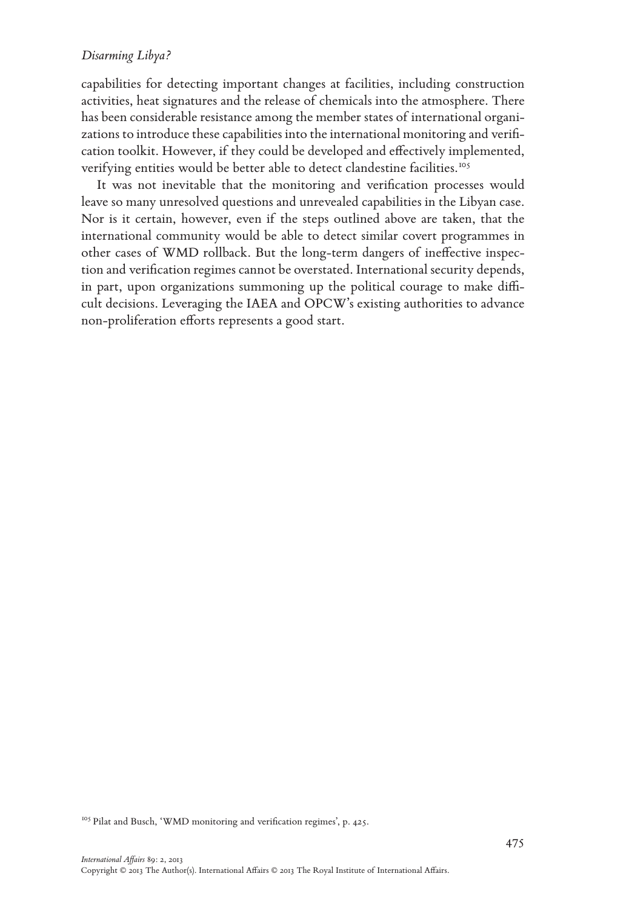capabilities for detecting important changes at facilities, including construction activities, heat signatures and the release of chemicals into the atmosphere. There has been considerable resistance among the member states of international organizations to introduce these capabilities into the international monitoring and verification toolkit. However, if they could be developed and effectively implemented, verifying entities would be better able to detect clandestine facilities.[105]

It was not inevitable that the monitoring and verification processes would leave so many unresolved questions and unrevealed capabilities in the Libyan case. Nor is it certain, however, even if the steps outlined above are taken, that the international community would be able to detect similar covert programmes in other cases of WMD rollback. But the long-term dangers of ineffective inspection and verification regimes cannot be overstated. International security depends, in part, upon organizations summoning up the political courage to make difficult decisions. Leveraging the IAEA and OPCW's existing authorities to advance non-proliferation efforts represents a good start.

[105] Pilat and Busch, 'WMD monitoring and verification regimes', p. 425.